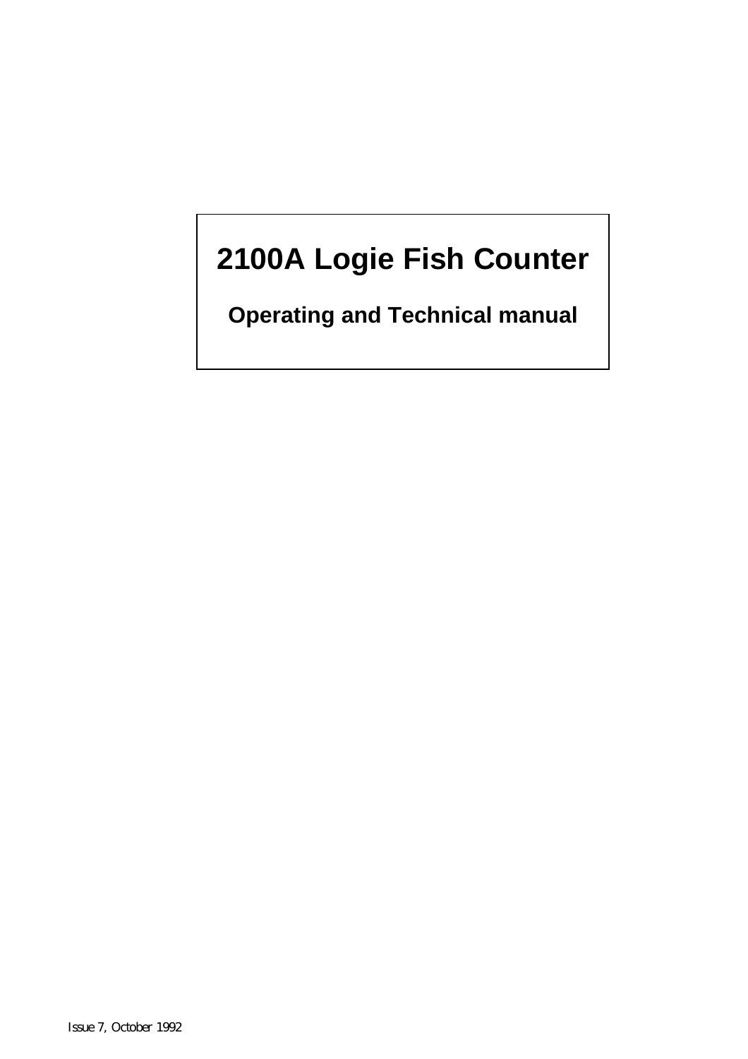# 2100A Logie Fish Counter

## Operating and Technical manual

Issue 7, October 1992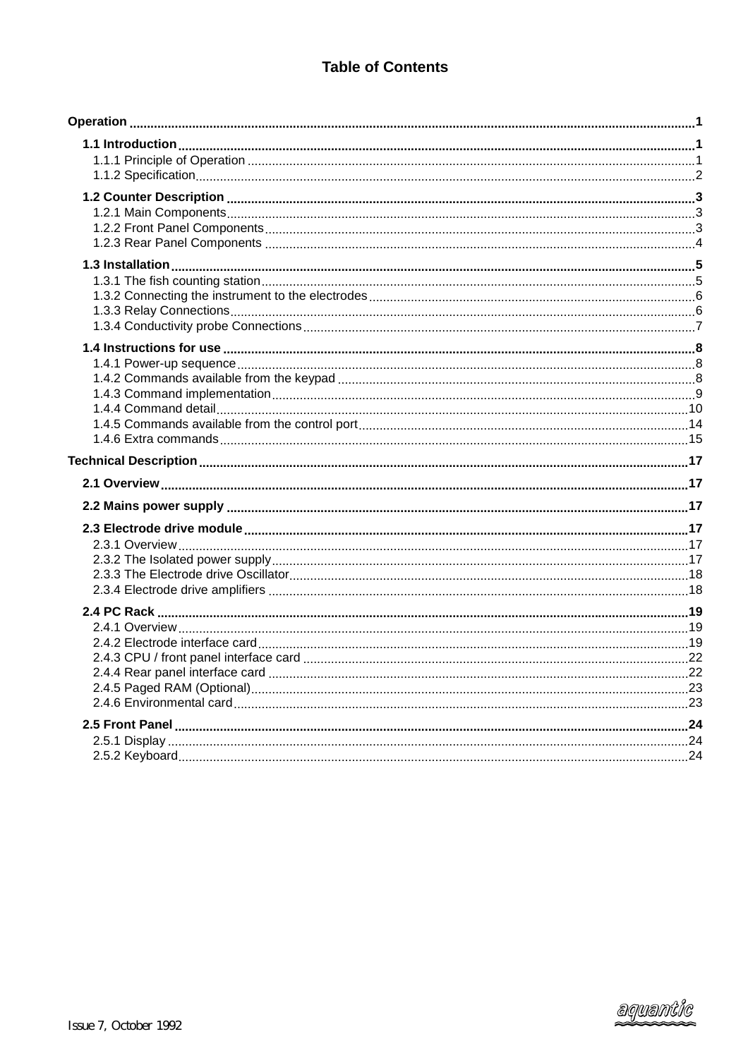# Table of Contents

**Operation** ..... 1

**1.1 Introduction** ..... 1
- 1.1.1 Principle of Operation ..... 1
- 1.1.2 Specification ..... 2

**1.2 Counter Description** ..... 3
- 1.2.1 Main Components ..... 3
- 1.2.2 Front Panel Components ..... 3
- 1.2.3 Rear Panel Components ..... 4

**1.3 Installation** ..... 5
- 1.3.1 The fish counting station ..... 5
- 1.3.2 Connecting the instrument to the electrodes ..... 6
- 1.3.3 Relay Connections ..... 6
- 1.3.4 Conductivity probe Connections ..... 7

**1.4 Instructions for use** ..... 8
- 1.4.1 Power-up sequence ..... 8
- 1.4.2 Commands available from the keypad ..... 8
- 1.4.3 Command implementation ..... 9
- 1.4.4 Command detail ..... 10
- 1.4.5 Commands available from the control port ..... 14
- 1.4.6 Extra commands ..... 15

**Technical Description** ..... 17

**2.1 Overview** ..... 17

**2.2 Mains power supply** ..... 17

**2.3 Electrode drive module** ..... 17
- 2.3.1 Overview ..... 17
- 2.3.2 The Isolated power supply ..... 17
- 2.3.3 The Electrode drive Oscillator ..... 18
- 2.3.4 Electrode drive amplifiers ..... 18

**2.4 PC Rack** ..... 19
- 2.4.1 Overview ..... 19
- 2.4.2 Electrode interface card ..... 19
- 2.4.3 CPU / front panel interface card ..... 22
- 2.4.4 Rear panel interface card ..... 22
- 2.4.5 Paged RAM (Optional) ..... 23
- 2.4.6 Environmental card ..... 23

**2.5 Front Panel** ..... 24
- 2.5.1 Display ..... 24
- 2.5.2 Keyboard ..... 24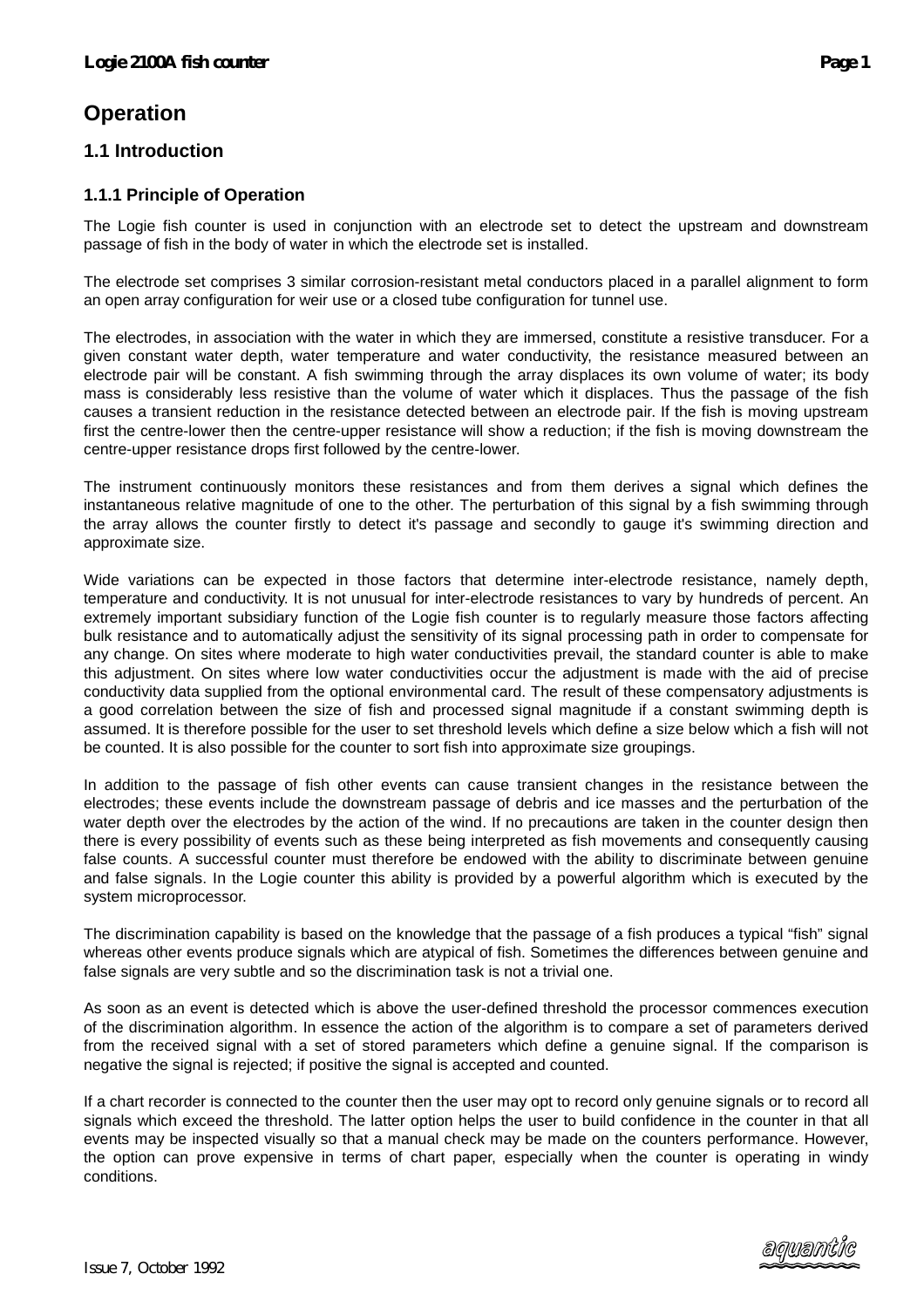# Operation

## 1.1 Introduction

### 1.1.1 Principle of Operation

The Logie fish counter is used in conjunction with an electrode set to detect the upstream and downstream passage of fish in the body of water in which the electrode set is installed.

The electrode set comprises 3 similar corrosion-resistant metal conductors placed in a parallel alignment to form an open array configuration for weir use or a closed tube configuration for tunnel use.

The electrodes, in association with the water in which they are immersed, constitute a resistive transducer. For a given constant water depth, water temperature and water conductivity, the resistance measured between an electrode pair will be constant. A fish swimming through the array displaces its own volume of water; its body mass is considerably less resistive than the volume of water which it displaces. Thus the passage of the fish causes a transient reduction in the resistance detected between an electrode pair. If the fish is moving upstream first the centre-lower then the centre-upper resistance will show a reduction; if the fish is moving downstream the centre-upper resistance drops first followed by the centre-lower.

The instrument continuously monitors these resistances and from them derives a signal which defines the instantaneous relative magnitude of one to the other. The perturbation of this signal by a fish swimming through the array allows the counter firstly to detect it's passage and secondly to gauge it's swimming direction and approximate size.

Wide variations can be expected in those factors that determine inter-electrode resistance, namely depth, temperature and conductivity. It is not unusual for inter-electrode resistances to vary by hundreds of percent. An extremely important subsidiary function of the Logie fish counter is to regularly measure those factors affecting bulk resistance and to automatically adjust the sensitivity of its signal processing path in order to compensate for any change. On sites where moderate to high water conductivities prevail, the standard counter is able to make this adjustment. On sites where low water conductivities occur the adjustment is made with the aid of precise conductivity data supplied from the optional environmental card. The result of these compensatory adjustments is a good correlation between the size of fish and processed signal magnitude if a constant swimming depth is assumed. It is therefore possible for the user to set threshold levels which define a size below which a fish will not be counted. It is also possible for the counter to sort fish into approximate size groupings.

In addition to the passage of fish other events can cause transient changes in the resistance between the electrodes; these events include the downstream passage of debris and ice masses and the perturbation of the water depth over the electrodes by the action of the wind. If no precautions are taken in the counter design then there is every possibility of events such as these being interpreted as fish movements and consequently causing false counts. A successful counter must therefore be endowed with the ability to discriminate between genuine and false signals. In the Logie counter this ability is provided by a powerful algorithm which is executed by the system microprocessor.

The discrimination capability is based on the knowledge that the passage of a fish produces a typical "fish" signal whereas other events produce signals which are atypical of fish. Sometimes the differences between genuine and false signals are very subtle and so the discrimination task is not a trivial one.

As soon as an event is detected which is above the user-defined threshold the processor commences execution of the discrimination algorithm. In essence the action of the algorithm is to compare a set of parameters derived from the received signal with a set of stored parameters which define a genuine signal. If the comparison is negative the signal is rejected; if positive the signal is accepted and counted.

If a chart recorder is connected to the counter then the user may opt to record only genuine signals or to record all signals which exceed the threshold. The latter option helps the user to build confidence in the counter in that all events may be inspected visually so that a manual check may be made on the counters performance. However, the option can prove expensive in terms of chart paper, especially when the counter is operating in windy conditions.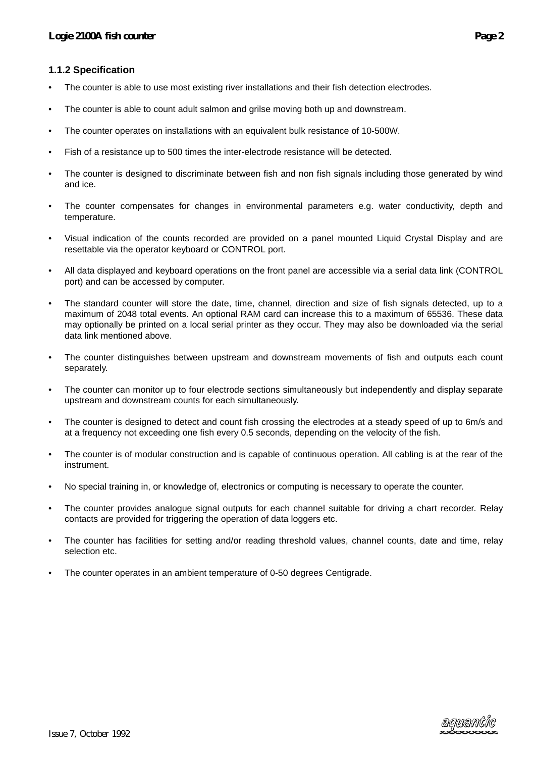### 1.1.2 Specification

- The counter is able to use most existing river installations and their fish detection electrodes.
- The counter is able to count adult salmon and grilse moving both up and downstream.
- The counter operates on installations with an equivalent bulk resistance of 10-500W.
- Fish of a resistance up to 500 times the inter-electrode resistance will be detected.
- The counter is designed to discriminate between fish and non fish signals including those generated by wind and ice.
- The counter compensates for changes in environmental parameters e.g. water conductivity, depth and temperature.
- Visual indication of the counts recorded are provided on a panel mounted Liquid Crystal Display and are resettable via the operator keyboard or CONTROL port.
- All data displayed and keyboard operations on the front panel are accessible via a serial data link (CONTROL port) and can be accessed by computer.
- The standard counter will store the date, time, channel, direction and size of fish signals detected, up to a maximum of 2048 total events. An optional RAM card can increase this to a maximum of 65536. These data may optionally be printed on a local serial printer as they occur. They may also be downloaded via the serial data link mentioned above.
- The counter distinguishes between upstream and downstream movements of fish and outputs each count separately.
- The counter can monitor up to four electrode sections simultaneously but independently and display separate upstream and downstream counts for each simultaneously.
- The counter is designed to detect and count fish crossing the electrodes at a steady speed of up to 6m/s and at a frequency not exceeding one fish every 0.5 seconds, depending on the velocity of the fish.
- The counter is of modular construction and is capable of continuous operation. All cabling is at the rear of the instrument.
- No special training in, or knowledge of, electronics or computing is necessary to operate the counter.
- The counter provides analogue signal outputs for each channel suitable for driving a chart recorder. Relay contacts are provided for triggering the operation of data loggers etc.
- The counter has facilities for setting and/or reading threshold values, channel counts, date and time, relay selection etc.
- The counter operates in an ambient temperature of 0-50 degrees Centigrade.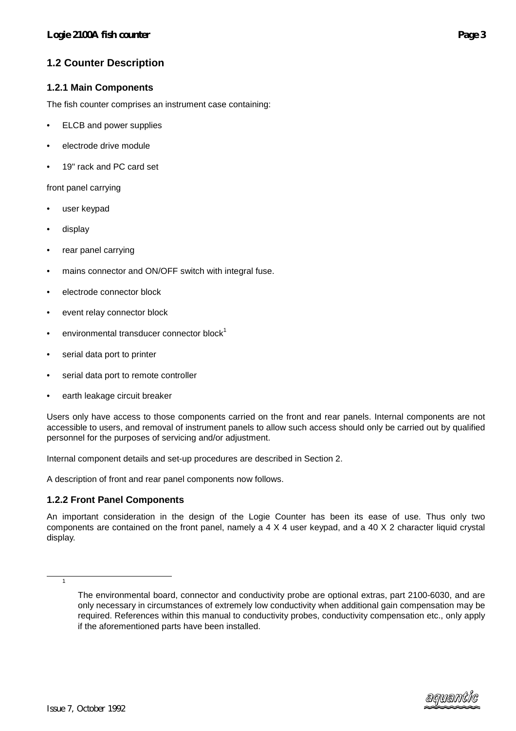## 1.2 Counter Description

### 1.2.1 Main Components

The fish counter comprises an instrument case containing:

- ELCB and power supplies
- electrode drive module
- 19" rack and PC card set

front panel carrying

- user keypad
- display
- rear panel carrying
- mains connector and ON/OFF switch with integral fuse.
- electrode connector block
- event relay connector block
- environmental transducer connector block[1]
- serial data port to printer
- serial data port to remote controller
- earth leakage circuit breaker

Users only have access to those components carried on the front and rear panels. Internal components are not accessible to users, and removal of instrument panels to allow such access should only be carried out by qualified personnel for the purposes of servicing and/or adjustment.

Internal component details and set-up procedures are described in Section 2.

A description of front and rear panel components now follows.

### 1.2.2 Front Panel Components

An important consideration in the design of the Logie Counter has been its ease of use. Thus only two components are contained on the front panel, namely a 4 X 4 user keypad, and a 40 X 2 character liquid crystal display.

---

[1] The environmental board, connector and conductivity probe are optional extras, part 2100-6030, and are only necessary in circumstances of extremely low conductivity when additional gain compensation may be required. References within this manual to conductivity probes, conductivity compensation etc., only apply if the aforementioned parts have been installed.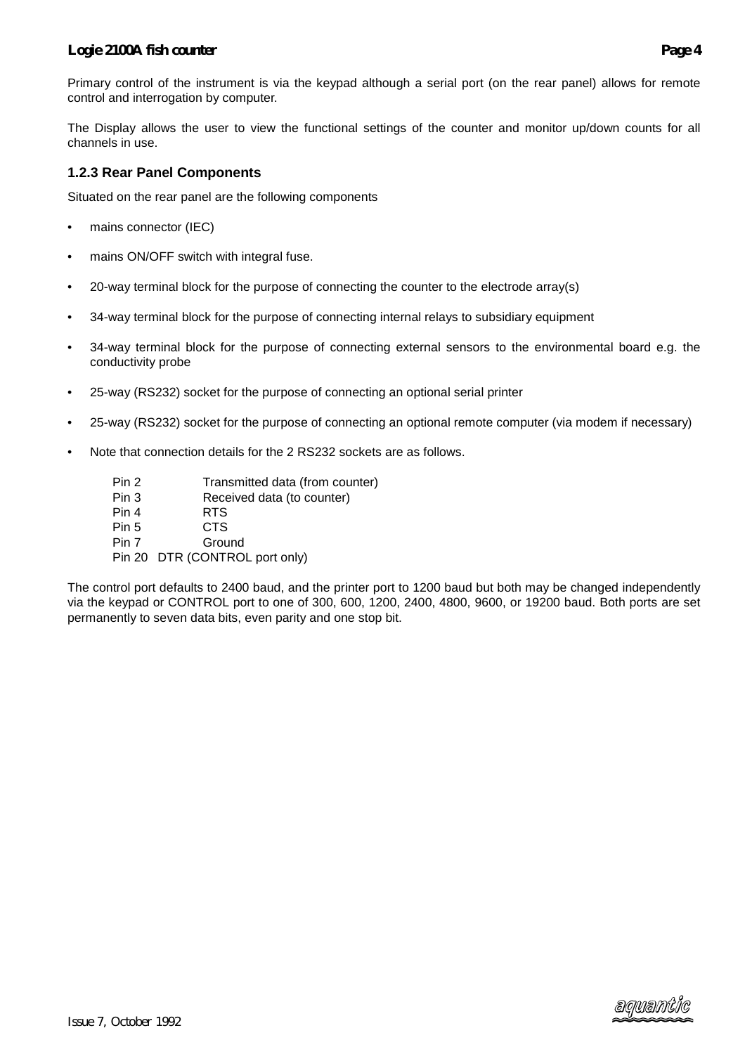Primary control of the instrument is via the keypad although a serial port (on the rear panel) allows for remote control and interrogation by computer.

The Display allows the user to view the functional settings of the counter and monitor up/down counts for all channels in use.

### 1.2.3 Rear Panel Components

Situated on the rear panel are the following components

- mains connector (IEC)
- mains ON/OFF switch with integral fuse.
- 20-way terminal block for the purpose of connecting the counter to the electrode array(s)
- 34-way terminal block for the purpose of connecting internal relays to subsidiary equipment
- 34-way terminal block for the purpose of connecting external sensors to the environmental board e.g. the conductivity probe
- 25-way (RS232) socket for the purpose of connecting an optional serial printer
- 25-way (RS232) socket for the purpose of connecting an optional remote computer (via modem if necessary)
- Note that connection details for the 2 RS232 sockets are as follows.

| | |
|---|---|
| Pin 2 | Transmitted data (from counter) |
| Pin 3 | Received data (to counter) |
| Pin 4 | RTS |
| Pin 5 | CTS |
| Pin 7 | Ground |
| Pin 20 | DTR (CONTROL port only) |

The control port defaults to 2400 baud, and the printer port to 1200 baud but both may be changed independently via the keypad or CONTROL port to one of 300, 600, 1200, 2400, 4800, 9600, or 19200 baud. Both ports are set permanently to seven data bits, even parity and one stop bit.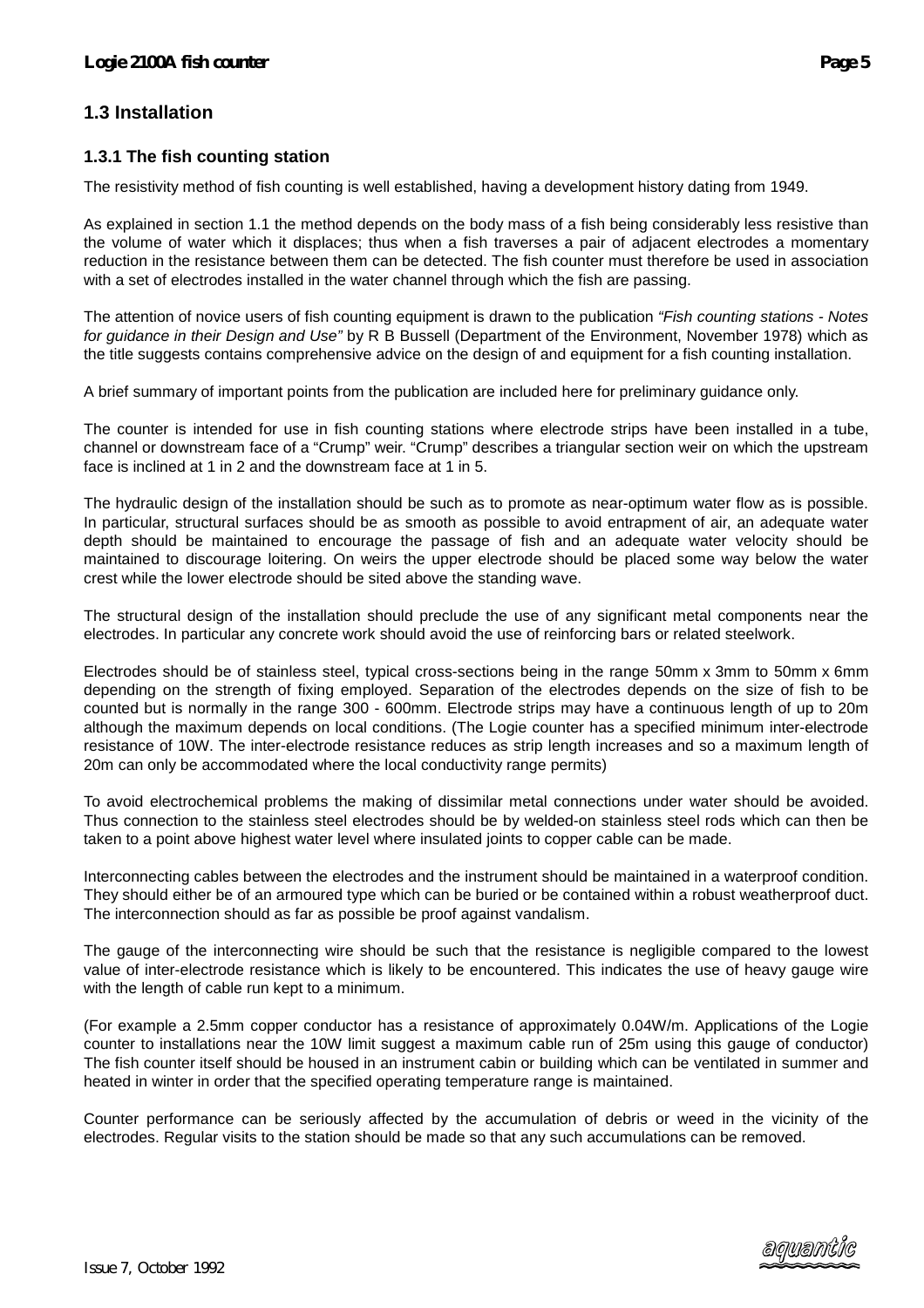## 1.3 Installation

### 1.3.1 The fish counting station

The resistivity method of fish counting is well established, having a development history dating from 1949.

As explained in section 1.1 the method depends on the body mass of a fish being considerably less resistive than the volume of water which it displaces; thus when a fish traverses a pair of adjacent electrodes a momentary reduction in the resistance between them can be detected. The fish counter must therefore be used in association with a set of electrodes installed in the water channel through which the fish are passing.

The attention of novice users of fish counting equipment is drawn to the publication *"Fish counting stations - Notes for guidance in their Design and Use"* by R B Bussell (Department of the Environment, November 1978) which as the title suggests contains comprehensive advice on the design of and equipment for a fish counting installation.

A brief summary of important points from the publication are included here for preliminary guidance only.

The counter is intended for use in fish counting stations where electrode strips have been installed in a tube, channel or downstream face of a "Crump" weir. "Crump" describes a triangular section weir on which the upstream face is inclined at 1 in 2 and the downstream face at 1 in 5.

The hydraulic design of the installation should be such as to promote as near-optimum water flow as is possible. In particular, structural surfaces should be as smooth as possible to avoid entrapment of air, an adequate water depth should be maintained to encourage the passage of fish and an adequate water velocity should be maintained to discourage loitering. On weirs the upper electrode should be placed some way below the water crest while the lower electrode should be sited above the standing wave.

The structural design of the installation should preclude the use of any significant metal components near the electrodes. In particular any concrete work should avoid the use of reinforcing bars or related steelwork.

Electrodes should be of stainless steel, typical cross-sections being in the range 50mm x 3mm to 50mm x 6mm depending on the strength of fixing employed. Separation of the electrodes depends on the size of fish to be counted but is normally in the range 300 - 600mm. Electrode strips may have a continuous length of up to 20m although the maximum depends on local conditions. (The Logie counter has a specified minimum inter-electrode resistance of 10W. The inter-electrode resistance reduces as strip length increases and so a maximum length of 20m can only be accommodated where the local conductivity range permits)

To avoid electrochemical problems the making of dissimilar metal connections under water should be avoided. Thus connection to the stainless steel electrodes should be by welded-on stainless steel rods which can then be taken to a point above highest water level where insulated joints to copper cable can be made.

Interconnecting cables between the electrodes and the instrument should be maintained in a waterproof condition. They should either be of an armoured type which can be buried or be contained within a robust weatherproof duct. The interconnection should as far as possible be proof against vandalism.

The gauge of the interconnecting wire should be such that the resistance is negligible compared to the lowest value of inter-electrode resistance which is likely to be encountered. This indicates the use of heavy gauge wire with the length of cable run kept to a minimum.

(For example a 2.5mm copper conductor has a resistance of approximately 0.04W/m. Applications of the Logie counter to installations near the 10W limit suggest a maximum cable run of 25m using this gauge of conductor) The fish counter itself should be housed in an instrument cabin or building which can be ventilated in summer and heated in winter in order that the specified operating temperature range is maintained.

Counter performance can be seriously affected by the accumulation of debris or weed in the vicinity of the electrodes. Regular visits to the station should be made so that any such accumulations can be removed.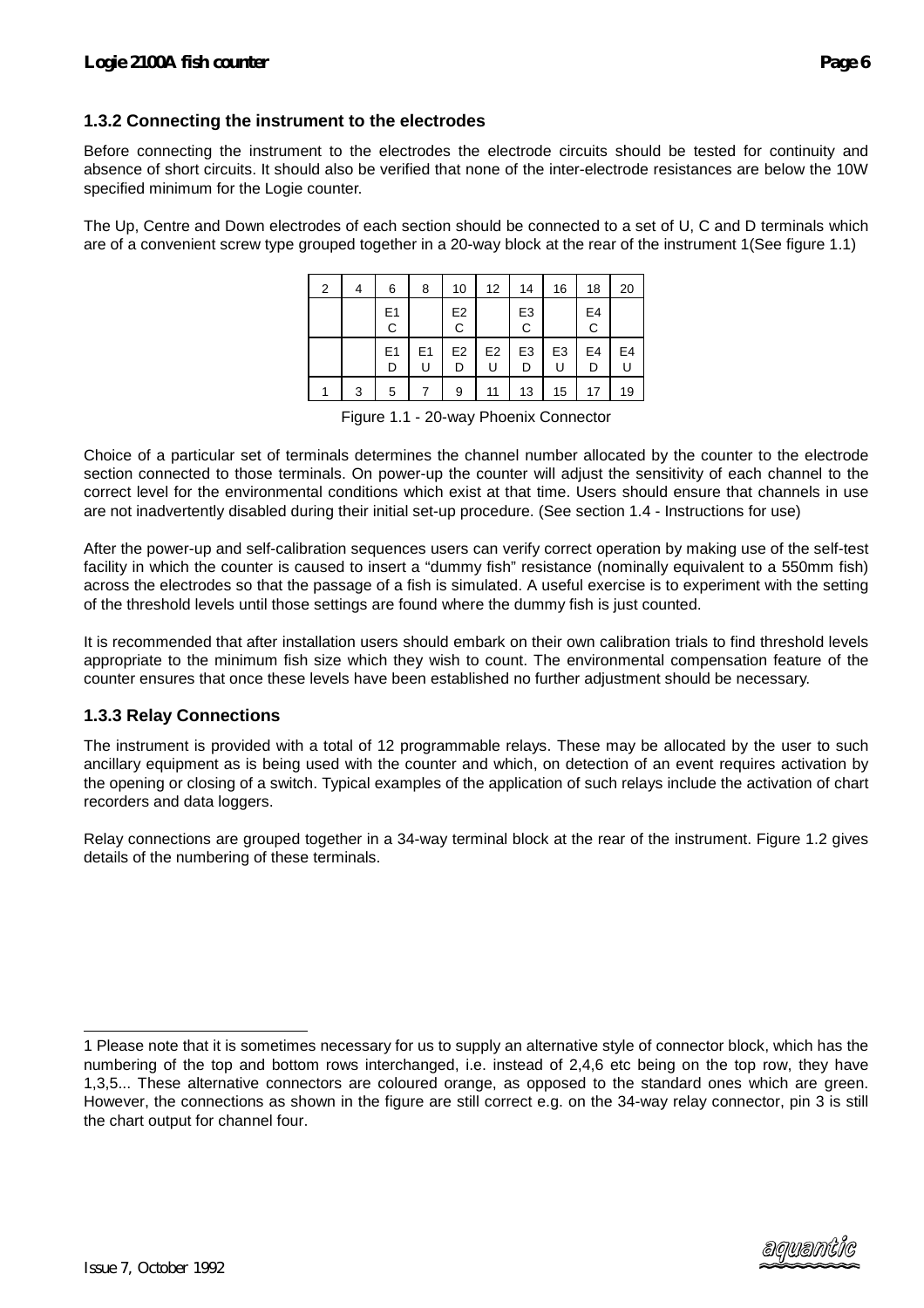### 1.3.2 Connecting the instrument to the electrodes

Before connecting the instrument to the electrodes the electrode circuits should be tested for continuity and absence of short circuits. It should also be verified that none of the inter-electrode resistances are below the 10W specified minimum for the Logie counter.

The Up, Centre and Down electrodes of each section should be connected to a set of U, C and D terminals which are of a convenient screw type grouped together in a 20-way block at the rear of the instrument [1](See figure 1.1)

| 2 | 4 | 6 | 8 | 10 | 12 | 14 | 16 | 18 | 20 |
|---|---|---|---|---|---|---|---|---|---|
| | | E1 C | | E2 C | | E3 C | | E4 C | |
| | | E1 D | E1 U | E2 D | E2 U | E3 D | E3 U | E4 D | E4 U |
| 1 | 3 | 5 | 7 | 9 | 11 | 13 | 15 | 17 | 19 |

Figure 1.1 - 20-way Phoenix Connector

Choice of a particular set of terminals determines the channel number allocated by the counter to the electrode section connected to those terminals. On power-up the counter will adjust the sensitivity of each channel to the correct level for the environmental conditions which exist at that time. Users should ensure that channels in use are not inadvertently disabled during their initial set-up procedure. (See section 1.4 - Instructions for use)

After the power-up and self-calibration sequences users can verify correct operation by making use of the self-test facility in which the counter is caused to insert a "dummy fish" resistance (nominally equivalent to a 550mm fish) across the electrodes so that the passage of a fish is simulated. A useful exercise is to experiment with the setting of the threshold levels until those settings are found where the dummy fish is just counted.

It is recommended that after installation users should embark on their own calibration trials to find threshold levels appropriate to the minimum fish size which they wish to count. The environmental compensation feature of the counter ensures that once these levels have been established no further adjustment should be necessary.

### 1.3.3 Relay Connections

The instrument is provided with a total of 12 programmable relays. These may be allocated by the user to such ancillary equipment as is being used with the counter and which, on detection of an event requires activation by the opening or closing of a switch. Typical examples of the application of such relays include the activation of chart recorders and data loggers.

Relay connections are grouped together in a 34-way terminal block at the rear of the instrument. Figure 1.2 gives details of the numbering of these terminals.

---

[1] Please note that it is sometimes necessary for us to supply an alternative style of connector block, which has the numbering of the top and bottom rows interchanged, i.e. instead of 2,4,6 etc being on the top row, they have 1,3,5... These alternative connectors are coloured orange, as opposed to the standard ones which are green. However, the connections as shown in the figure are still correct e.g. on the 34-way relay connector, pin 3 is still the chart output for channel four.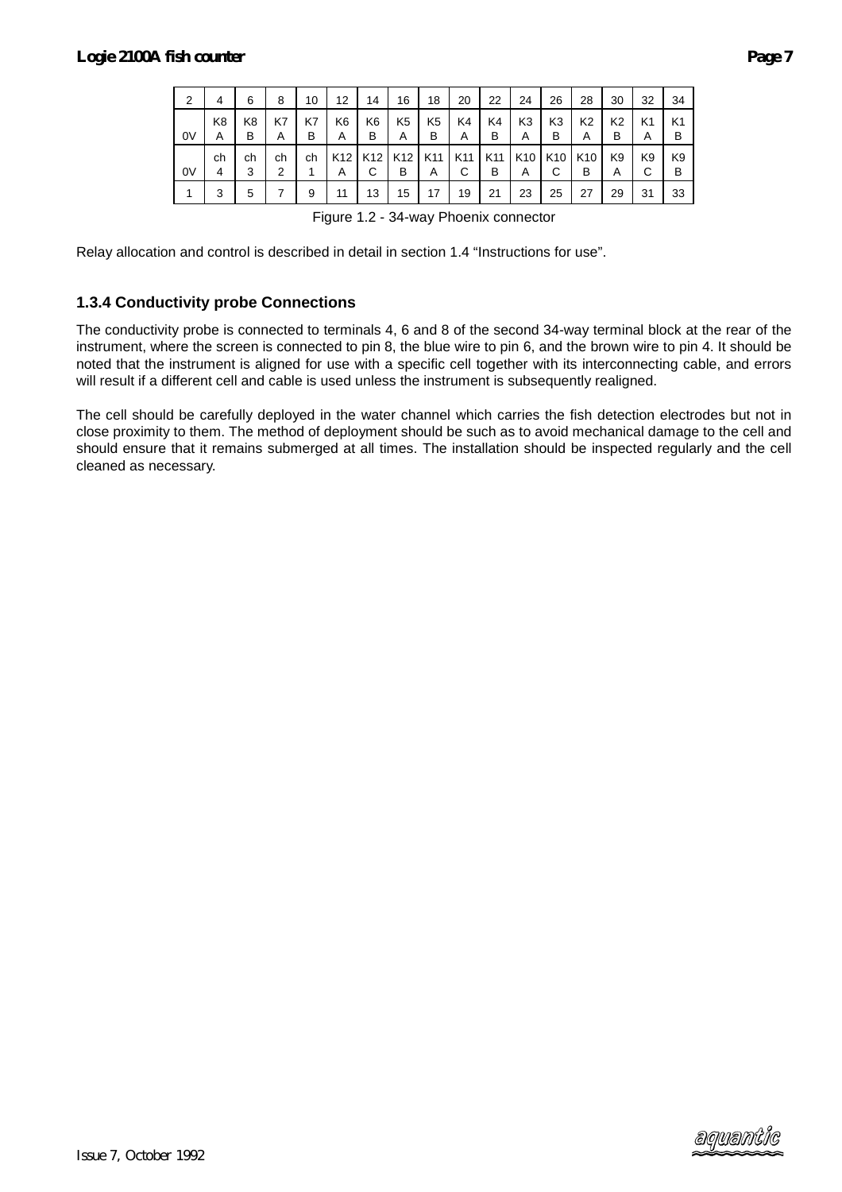| 2 | 4 | 6 | 8 | 10 | 12 | 14 | 16 | 18 | 20 | 22 | 24 | 26 | 28 | 30 | 32 | 34 |
|---|---|---|---|---|---|---|---|---|---|---|---|---|---|---|---|---|
| 0V | K8 A | K8 B | K7 A | K7 B | K6 A | K6 B | K5 A | K5 B | K4 A | K4 B | K3 A | K3 B | K2 A | K2 B | K1 A | K1 B |
| 0V | ch 4 | ch 3 | ch 2 | ch 1 | K12 A | K12 C | K12 B | K11 A | K11 C | K11 B | K10 A | K10 C | K10 B | K9 A | K9 C | K9 B |
| 1 | 3 | 5 | 7 | 9 | 11 | 13 | 15 | 17 | 19 | 21 | 23 | 25 | 27 | 29 | 31 | 33 |

Figure 1.2 - 34-way Phoenix connector

Relay allocation and control is described in detail in section 1.4 “Instructions for use”.

### 1.3.4 Conductivity probe Connections

The conductivity probe is connected to terminals 4, 6 and 8 of the second 34-way terminal block at the rear of the instrument, where the screen is connected to pin 8, the blue wire to pin 6, and the brown wire to pin 4. It should be noted that the instrument is aligned for use with a specific cell together with its interconnecting cable, and errors will result if a different cell and cable is used unless the instrument is subsequently realigned.

The cell should be carefully deployed in the water channel which carries the fish detection electrodes but not in close proximity to them. The method of deployment should be such as to avoid mechanical damage to the cell and should ensure that it remains submerged at all times. The installation should be inspected regularly and the cell cleaned as necessary.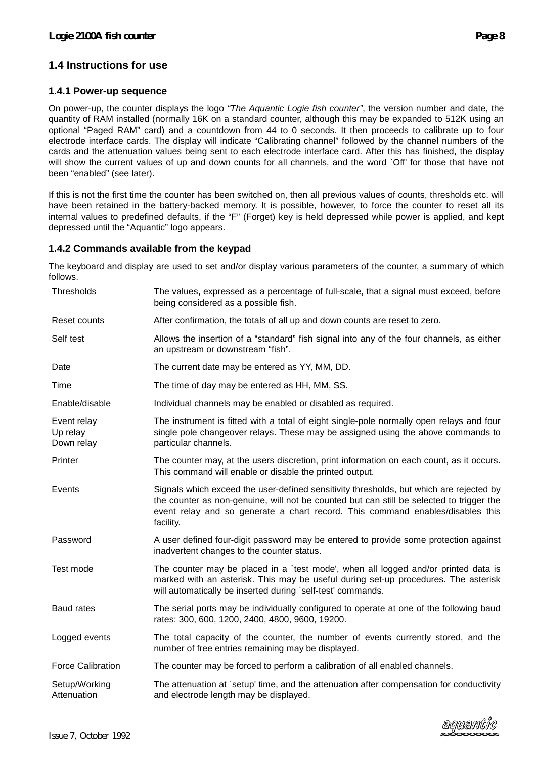## 1.4 Instructions for use

### 1.4.1 Power-up sequence

On power-up, the counter displays the logo *"The Aquantic Logie fish counter"*, the version number and date, the quantity of RAM installed (normally 16K on a standard counter, although this may be expanded to 512K using an optional "Paged RAM" card) and a countdown from 44 to 0 seconds. It then proceeds to calibrate up to four electrode interface cards. The display will indicate "Calibrating channel" followed by the channel numbers of the cards and the attenuation values being sent to each electrode interface card. After this has finished, the display will show the current values of up and down counts for all channels, and the word `Off' for those that have not been "enabled" (see later).

If this is not the first time the counter has been switched on, then all previous values of counts, thresholds etc. will have been retained in the battery-backed memory. It is possible, however, to force the counter to reset all its internal values to predefined defaults, if the "F" (Forget) key is held depressed while power is applied, and kept depressed until the "Aquantic" logo appears.

### 1.4.2 Commands available from the keypad

The keyboard and display are used to set and/or display various parameters of the counter, a summary of which follows.

| Command | Description |
|---|---|
| Thresholds | The values, expressed as a percentage of full-scale, that a signal must exceed, before being considered as a possible fish. |
| Reset counts | After confirmation, the totals of all up and down counts are reset to zero. |
| Self test | Allows the insertion of a "standard" fish signal into any of the four channels, as either an upstream or downstream "fish". |
| Date | The current date may be entered as YY, MM, DD. |
| Time | The time of day may be entered as HH, MM, SS. |
| Enable/disable | Individual channels may be enabled or disabled as required. |
| Event relay<br>Up relay<br>Down relay | The instrument is fitted with a total of eight single-pole normally open relays and four single pole changeover relays. These may be assigned using the above commands to particular channels. |
| Printer | The counter may, at the users discretion, print information on each count, as it occurs. This command will enable or disable the printed output. |
| Events | Signals which exceed the user-defined sensitivity thresholds, but which are rejected by the counter as non-genuine, will not be counted but can still be selected to trigger the event relay and so generate a chart record. This command enables/disables this facility. |
| Password | A user defined four-digit password may be entered to provide some protection against inadvertent changes to the counter status. |
| Test mode | The counter may be placed in a `test mode', when all logged and/or printed data is marked with an asterisk. This may be useful during set-up procedures. The asterisk will automatically be inserted during `self-test' commands. |
| Baud rates | The serial ports may be individually configured to operate at one of the following baud rates: 300, 600, 1200, 2400, 4800, 9600, 19200. |
| Logged events | The total capacity of the counter, the number of events currently stored, and the number of free entries remaining may be displayed. |
| Force Calibration | The counter may be forced to perform a calibration of all enabled channels. |
| Setup/Working Attenuation | The attenuation at `setup' time, and the attenuation after compensation for conductivity and electrode length may be displayed. |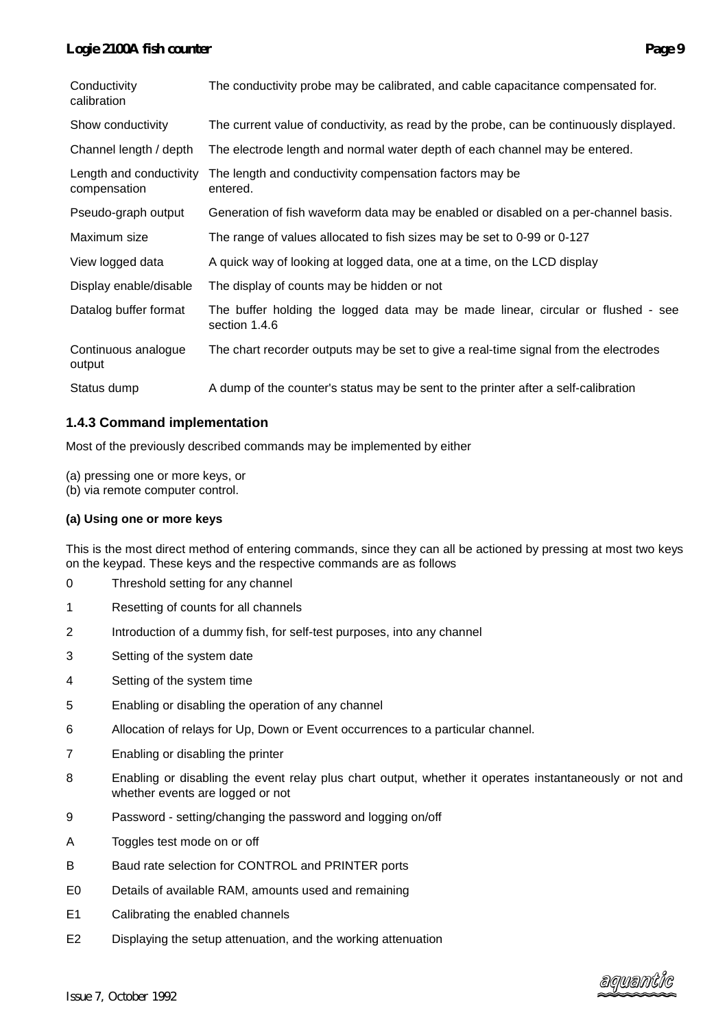| | |
|---|---|
| Conductivity calibration | The conductivity probe may be calibrated, and cable capacitance compensated for. |
| Show conductivity | The current value of conductivity, as read by the probe, can be continuously displayed. |
| Channel length / depth | The electrode length and normal water depth of each channel may be entered. |
| Length and conductivity compensation | The length and conductivity compensation factors may be entered. |
| Pseudo-graph output | Generation of fish waveform data may be enabled or disabled on a per-channel basis. |
| Maximum size | The range of values allocated to fish sizes may be set to 0-99 or 0-127 |
| View logged data | A quick way of looking at logged data, one at a time, on the LCD display |
| Display enable/disable | The display of counts may be hidden or not |
| Datalog buffer format | The buffer holding the logged data may be made linear, circular or flushed - see section 1.4.6 |
| Continuous analogue output | The chart recorder outputs may be set to give a real-time signal from the electrodes |
| Status dump | A dump of the counter's status may be sent to the printer after a self-calibration |

### 1.4.3 Command implementation

Most of the previously described commands may be implemented by either

(a) pressing one or more keys, or
(b) via remote computer control.

**(a) Using one or more keys**

This is the most direct method of entering commands, since they can all be actioned by pressing at most two keys on the keypad. These keys and the respective commands are as follows

| | |
|---|---|
| 0 | Threshold setting for any channel |
| 1 | Resetting of counts for all channels |
| 2 | Introduction of a dummy fish, for self-test purposes, into any channel |
| 3 | Setting of the system date |
| 4 | Setting of the system time |
| 5 | Enabling or disabling the operation of any channel |
| 6 | Allocation of relays for Up, Down or Event occurrences to a particular channel. |
| 7 | Enabling or disabling the printer |
| 8 | Enabling or disabling the event relay plus chart output, whether it operates instantaneously or not and whether events are logged or not |
| 9 | Password - setting/changing the password and logging on/off |
| A | Toggles test mode on or off |
| B | Baud rate selection for CONTROL and PRINTER ports |
| E0 | Details of available RAM, amounts used and remaining |
| E1 | Calibrating the enabled channels |
| E2 | Displaying the setup attenuation, and the working attenuation |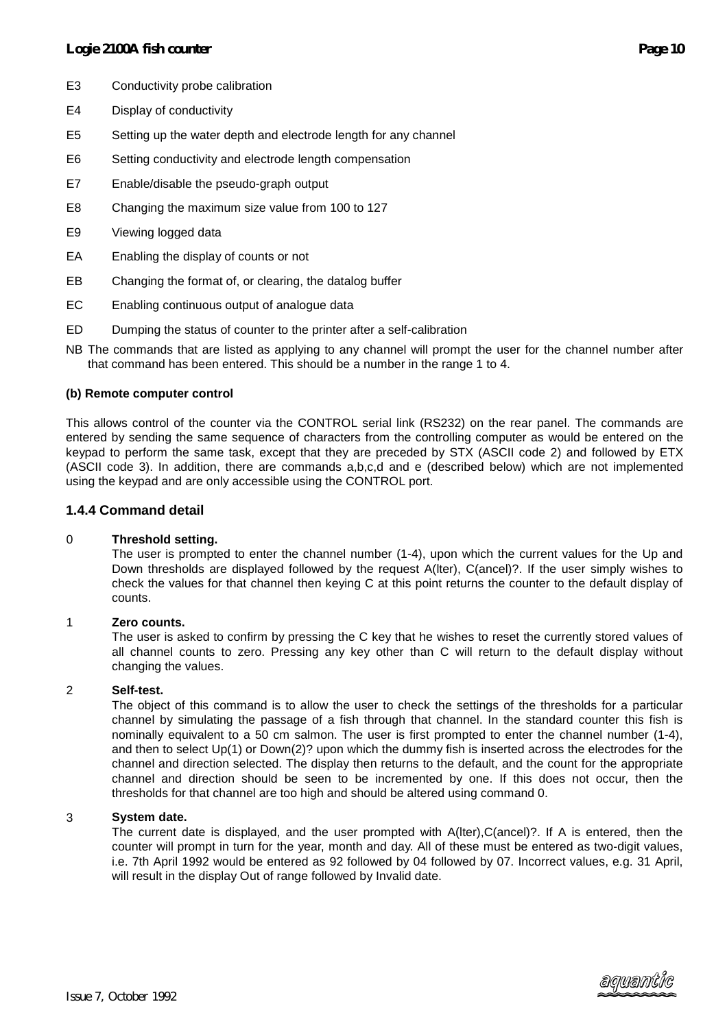E3	Conductivity probe calibration

E4	Display of conductivity

E5	Setting up the water depth and electrode length for any channel

E6	Setting conductivity and electrode length compensation

E7	Enable/disable the pseudo-graph output

E8	Changing the maximum size value from 100 to 127

E9	Viewing logged data

EA	Enabling the display of counts or not

EB	Changing the format of, or clearing, the datalog buffer

EC	Enabling continuous output of analogue data

ED	Dumping the status of counter to the printer after a self-calibration

NB The commands that are listed as applying to any channel will prompt the user for the channel number after that command has been entered. This should be a number in the range 1 to 4.

**(b) Remote computer control**

This allows control of the counter via the CONTROL serial link (RS232) on the rear panel. The commands are entered by sending the same sequence of characters from the controlling computer as would be entered on the keypad to perform the same task, except that they are preceded by STX (ASCII code 2) and followed by ETX (ASCII code 3). In addition, there are commands a,b,c,d and e (described below) which are not implemented using the keypad and are only accessible using the CONTROL port.

### 1.4.4 Command detail

0	**Threshold setting.**
The user is prompted to enter the channel number (1-4), upon which the current values for the Up and Down thresholds are displayed followed by the request A(lter), C(ancel)?. If the user simply wishes to check the values for that channel then keying C at this point returns the counter to the default display of counts.

1	**Zero counts.**
The user is asked to confirm by pressing the C key that he wishes to reset the currently stored values of all channel counts to zero. Pressing any key other than C will return to the default display without changing the values.

2	**Self-test.**
The object of this command is to allow the user to check the settings of the thresholds for a particular channel by simulating the passage of a fish through that channel. In the standard counter this fish is nominally equivalent to a 50 cm salmon. The user is first prompted to enter the channel number (1-4), and then to select Up(1) or Down(2)? upon which the dummy fish is inserted across the electrodes for the channel and direction selected. The display then returns to the default, and the count for the appropriate channel and direction should be seen to be incremented by one. If this does not occur, then the thresholds for that channel are too high and should be altered using command 0.

3	**System date.**
The current date is displayed, and the user prompted with A(lter),C(ancel)?. If A is entered, then the counter will prompt in turn for the year, month and day. All of these must be entered as two-digit values, i.e. 7th April 1992 would be entered as 92 followed by 04 followed by 07. Incorrect values, e.g. 31 April, will result in the display Out of range followed by Invalid date.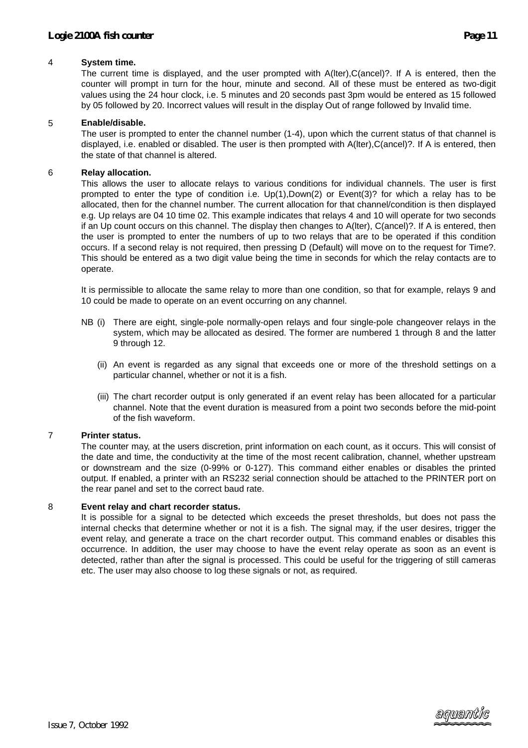4 **System time.**

The current time is displayed, and the user prompted with A(lter),C(ancel)?. If A is entered, then the counter will prompt in turn for the hour, minute and second. All of these must be entered as two-digit values using the 24 hour clock, i.e. 5 minutes and 20 seconds past 3pm would be entered as 15 followed by 05 followed by 20. Incorrect values will result in the display Out of range followed by Invalid time.

5 **Enable/disable.**

The user is prompted to enter the channel number (1-4), upon which the current status of that channel is displayed, i.e. enabled or disabled. The user is then prompted with A(lter),C(ancel)?. If A is entered, then the state of that channel is altered.

6 **Relay allocation.**

This allows the user to allocate relays to various conditions for individual channels. The user is first prompted to enter the type of condition i.e. Up(1),Down(2) or Event(3)? for which a relay has to be allocated, then for the channel number. The current allocation for that channel/condition is then displayed e.g. Up relays are 04 10 time 02. This example indicates that relays 4 and 10 will operate for two seconds if an Up count occurs on this channel. The display then changes to A(lter), C(ancel)?. If A is entered, then the user is prompted to enter the numbers of up to two relays that are to be operated if this condition occurs. If a second relay is not required, then pressing D (Default) will move on to the request for Time?. This should be entered as a two digit value being the time in seconds for which the relay contacts are to operate.

It is permissible to allocate the same relay to more than one condition, so that for example, relays 9 and 10 could be made to operate on an event occurring on any channel.

NB (i) There are eight, single-pole normally-open relays and four single-pole changeover relays in the system, which may be allocated as desired. The former are numbered 1 through 8 and the latter 9 through 12.

(ii) An event is regarded as any signal that exceeds one or more of the threshold settings on a particular channel, whether or not it is a fish.

(iii) The chart recorder output is only generated if an event relay has been allocated for a particular channel. Note that the event duration is measured from a point two seconds before the mid-point of the fish waveform.

7 **Printer status.**

The counter may, at the users discretion, print information on each count, as it occurs. This will consist of the date and time, the conductivity at the time of the most recent calibration, channel, whether upstream or downstream and the size (0-99% or 0-127). This command either enables or disables the printed output. If enabled, a printer with an RS232 serial connection should be attached to the PRINTER port on the rear panel and set to the correct baud rate.

8 **Event relay and chart recorder status.**

It is possible for a signal to be detected which exceeds the preset thresholds, but does not pass the internal checks that determine whether or not it is a fish. The signal may, if the user desires, trigger the event relay, and generate a trace on the chart recorder output. This command enables or disables this occurrence. In addition, the user may choose to have the event relay operate as soon as an event is detected, rather than after the signal is processed. This could be useful for the triggering of still cameras etc. The user may also choose to log these signals or not, as required.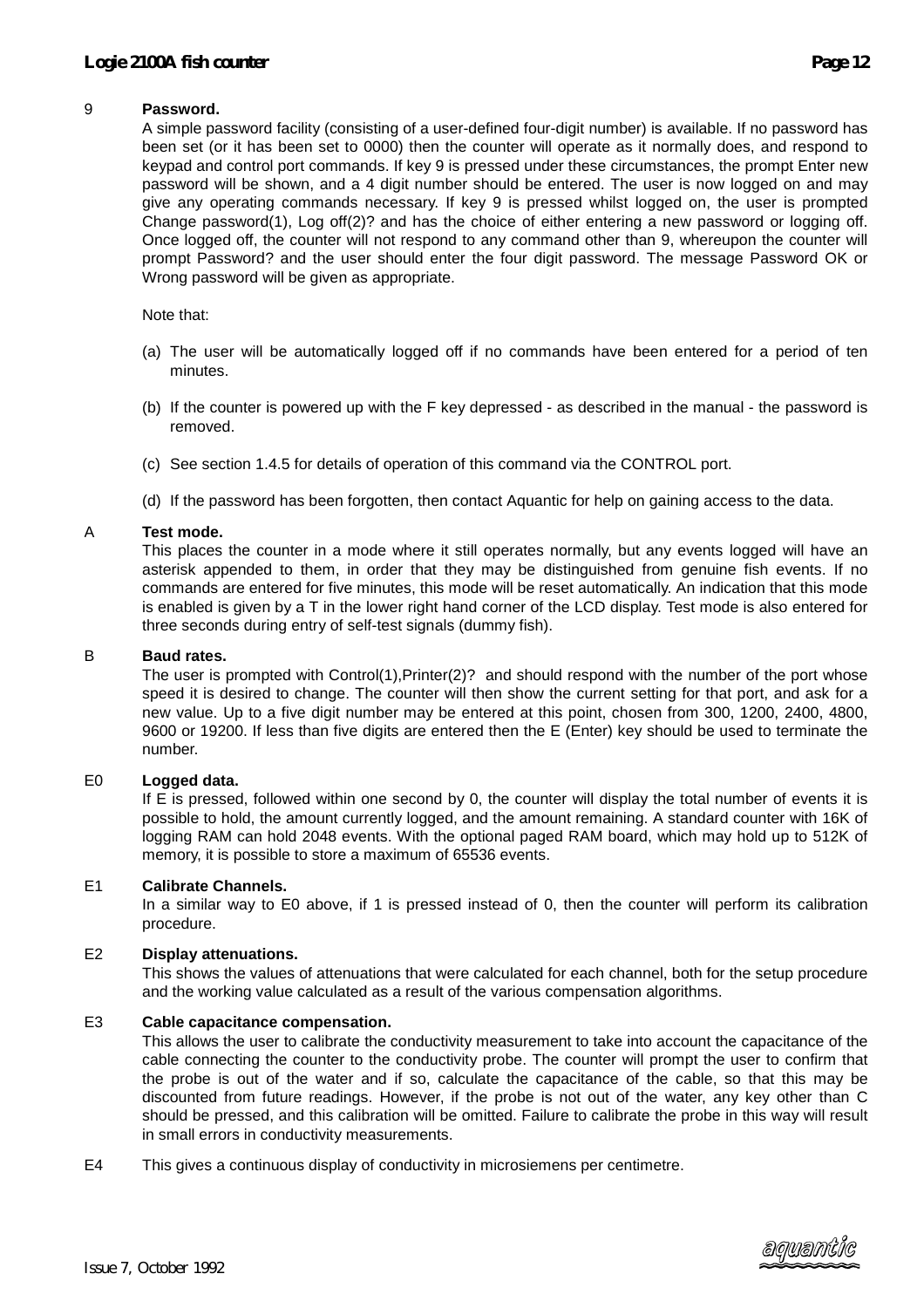**9 Password.**

A simple password facility (consisting of a user-defined four-digit number) is available. If no password has been set (or it has been set to 0000) then the counter will operate as it normally does, and respond to keypad and control port commands. If key 9 is pressed under these circumstances, the prompt Enter new password will be shown, and a 4 digit number should be entered. The user is now logged on and may give any operating commands necessary. If key 9 is pressed whilst logged on, the user is prompted Change password(1), Log off(2)? and has the choice of either entering a new password or logging off. Once logged off, the counter will not respond to any command other than 9, whereupon the counter will prompt Password? and the user should enter the four digit password. The message Password OK or Wrong password will be given as appropriate.

Note that:

(a) The user will be automatically logged off if no commands have been entered for a period of ten minutes.

(b) If the counter is powered up with the F key depressed - as described in the manual - the password is removed.

(c) See section 1.4.5 for details of operation of this command via the CONTROL port.

(d) If the password has been forgotten, then contact Aquantic for help on gaining access to the data.

**A Test mode.**

This places the counter in a mode where it still operates normally, but any events logged will have an asterisk appended to them, in order that they may be distinguished from genuine fish events. If no commands are entered for five minutes, this mode will be reset automatically. An indication that this mode is enabled is given by a T in the lower right hand corner of the LCD display. Test mode is also entered for three seconds during entry of self-test signals (dummy fish).

**B Baud rates.**

The user is prompted with Control(1),Printer(2)? and should respond with the number of the port whose speed it is desired to change. The counter will then show the current setting for that port, and ask for a new value. Up to a five digit number may be entered at this point, chosen from 300, 1200, 2400, 4800, 9600 or 19200. If less than five digits are entered then the E (Enter) key should be used to terminate the number.

**E0 Logged data.**

If E is pressed, followed within one second by 0, the counter will display the total number of events it is possible to hold, the amount currently logged, and the amount remaining. A standard counter with 16K of logging RAM can hold 2048 events. With the optional paged RAM board, which may hold up to 512K of memory, it is possible to store a maximum of 65536 events.

**E1 Calibrate Channels.**

In a similar way to E0 above, if 1 is pressed instead of 0, then the counter will perform its calibration procedure.

**E2 Display attenuations.**

This shows the values of attenuations that were calculated for each channel, both for the setup procedure and the working value calculated as a result of the various compensation algorithms.

**E3 Cable capacitance compensation.**

This allows the user to calibrate the conductivity measurement to take into account the capacitance of the cable connecting the counter to the conductivity probe. The counter will prompt the user to confirm that the probe is out of the water and if so, calculate the capacitance of the cable, so that this may be discounted from future readings. However, if the probe is not out of the water, any key other than C should be pressed, and this calibration will be omitted. Failure to calibrate the probe in this way will result in small errors in conductivity measurements.

**E4** This gives a continuous display of conductivity in microsiemens per centimetre.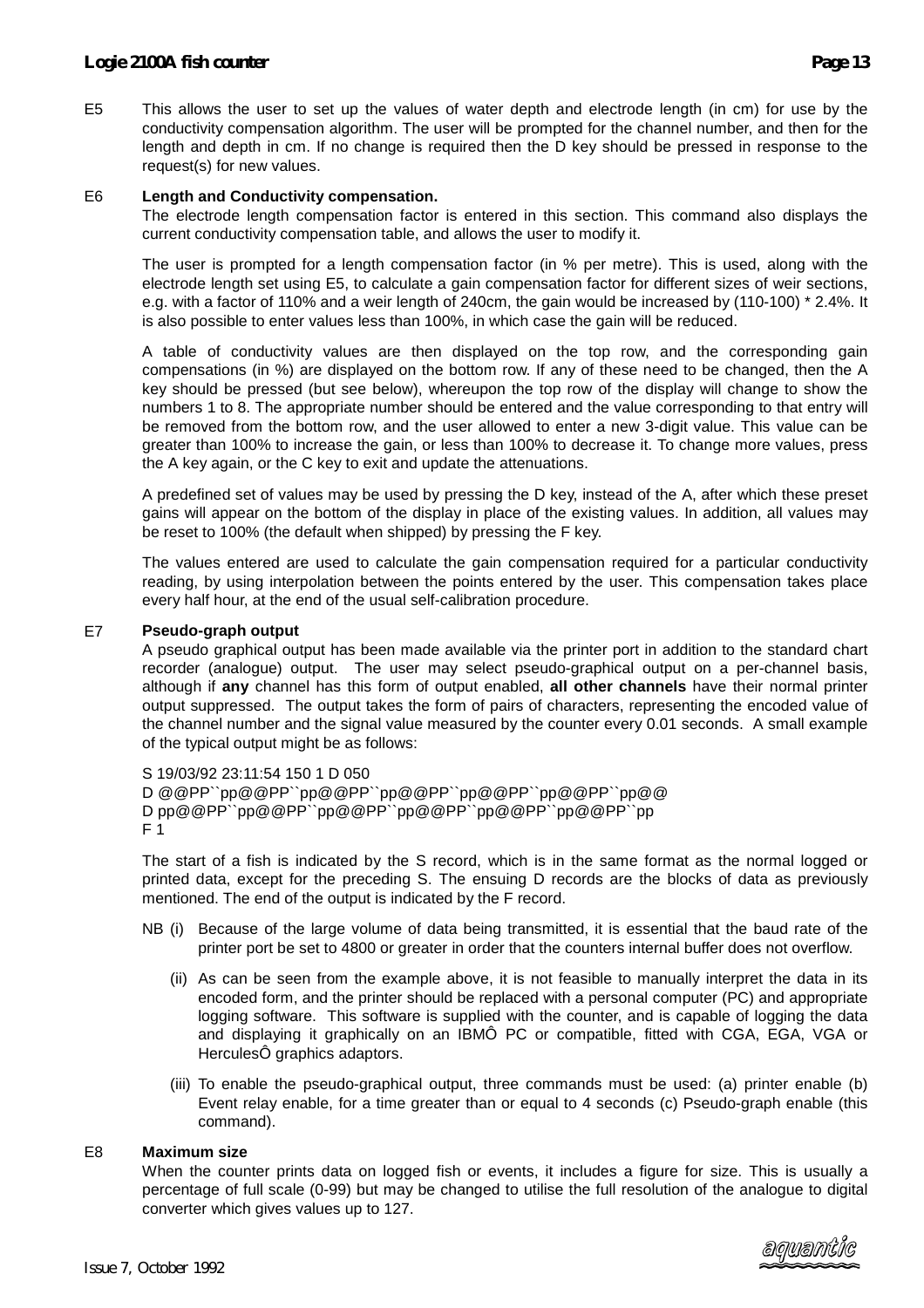E5 This allows the user to set up the values of water depth and electrode length (in cm) for use by the conductivity compensation algorithm. The user will be prompted for the channel number, and then for the length and depth in cm. If no change is required then the D key should be pressed in response to the request(s) for new values.

E6 **Length and Conductivity compensation.**

The electrode length compensation factor is entered in this section. This command also displays the current conductivity compensation table, and allows the user to modify it.

The user is prompted for a length compensation factor (in % per metre). This is used, along with the electrode length set using E5, to calculate a gain compensation factor for different sizes of weir sections, e.g. with a factor of 110% and a weir length of 240cm, the gain would be increased by (110-100) * 2.4%. It is also possible to enter values less than 100%, in which case the gain will be reduced.

A table of conductivity values are then displayed on the top row, and the corresponding gain compensations (in %) are displayed on the bottom row. If any of these need to be changed, then the A key should be pressed (but see below), whereupon the top row of the display will change to show the numbers 1 to 8. The appropriate number should be entered and the value corresponding to that entry will be removed from the bottom row, and the user allowed to enter a new 3-digit value. This value can be greater than 100% to increase the gain, or less than 100% to decrease it. To change more values, press the A key again, or the C key to exit and update the attenuations.

A predefined set of values may be used by pressing the D key, instead of the A, after which these preset gains will appear on the bottom of the display in place of the existing values. In addition, all values may be reset to 100% (the default when shipped) by pressing the F key.

The values entered are used to calculate the gain compensation required for a particular conductivity reading, by using interpolation between the points entered by the user. This compensation takes place every half hour, at the end of the usual self-calibration procedure.

E7 **Pseudo-graph output**

A pseudo graphical output has been made available via the printer port in addition to the standard chart recorder (analogue) output. The user may select pseudo-graphical output on a per-channel basis, although if **any** channel has this form of output enabled, **all other channels** have their normal printer output suppressed. The output takes the form of pairs of characters, representing the encoded value of the channel number and the signal value measured by the counter every 0.01 seconds. A small example of the typical output might be as follows:

```
S 19/03/92 23:11:54 150 1 D 050
D @@PP``pp@@PP``pp@@PP``pp@@PP``pp@@PP``pp@@PP``pp@@
D pp@@PP``pp@@PP``pp@@PP``pp@@PP``pp@@PP``pp@@PP``pp
F 1
```

The start of a fish is indicated by the S record, which is in the same format as the normal logged or printed data, except for the preceding S. The ensuing D records are the blocks of data as previously mentioned. The end of the output is indicated by the F record.

NB (i) Because of the large volume of data being transmitted, it is essential that the baud rate of the printer port be set to 4800 or greater in order that the counters internal buffer does not overflow.

(ii) As can be seen from the example above, it is not feasible to manually interpret the data in its encoded form, and the printer should be replaced with a personal computer (PC) and appropriate logging software. This software is supplied with the counter, and is capable of logging the data and displaying it graphically on an IBMÔ PC or compatible, fitted with CGA, EGA, VGA or HerculesÔ graphics adaptors.

(iii) To enable the pseudo-graphical output, three commands must be used: (a) printer enable (b) Event relay enable, for a time greater than or equal to 4 seconds (c) Pseudo-graph enable (this command).

E8 **Maximum size**

When the counter prints data on logged fish or events, it includes a figure for size. This is usually a percentage of full scale (0-99) but may be changed to utilise the full resolution of the analogue to digital converter which gives values up to 127.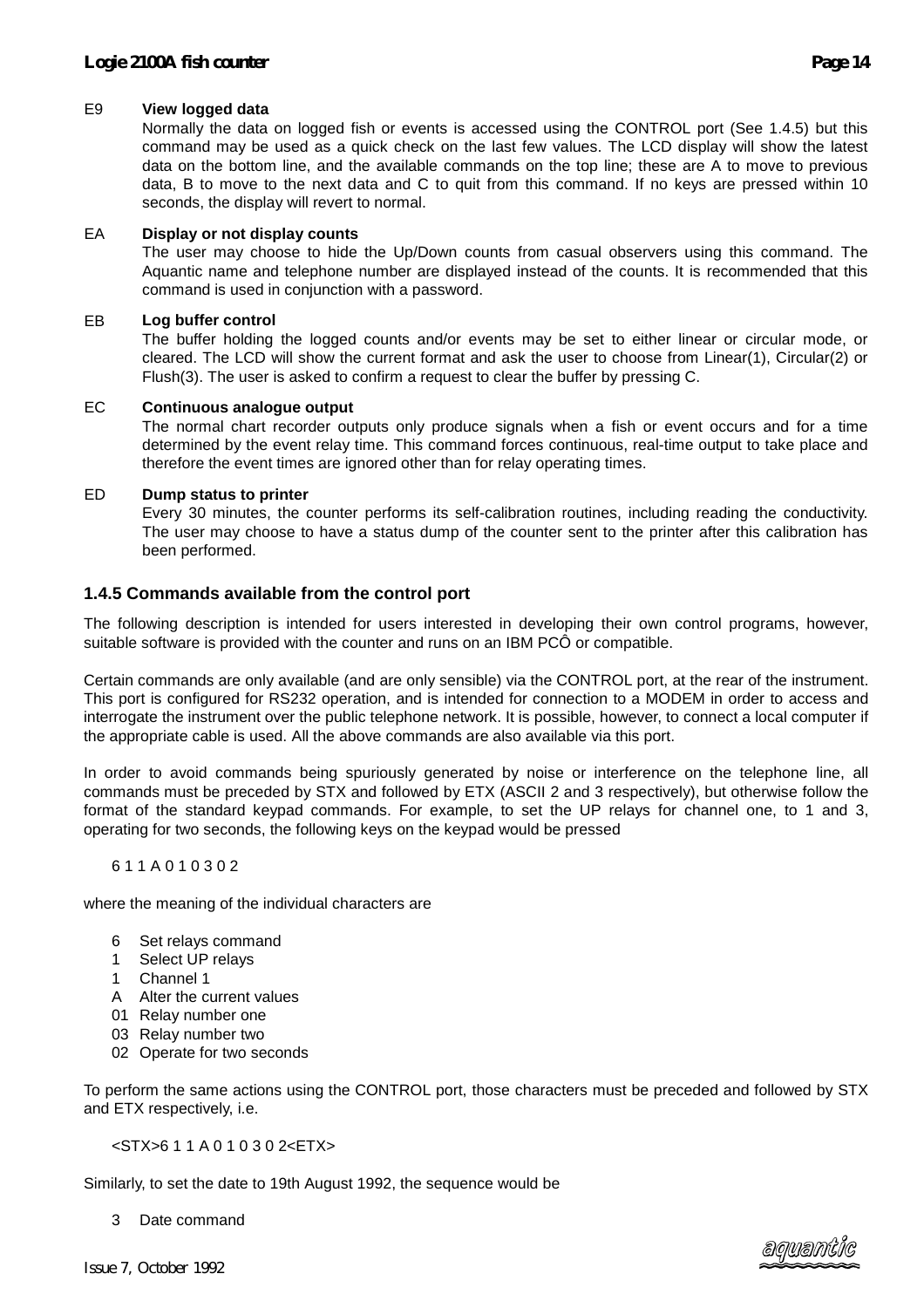E9 **View logged data**

Normally the data on logged fish or events is accessed using the CONTROL port (See 1.4.5) but this command may be used as a quick check on the last few values. The LCD display will show the latest data on the bottom line, and the available commands on the top line; these are A to move to previous data, B to move to the next data and C to quit from this command. If no keys are pressed within 10 seconds, the display will revert to normal.

EA **Display or not display counts**

The user may choose to hide the Up/Down counts from casual observers using this command. The Aquantic name and telephone number are displayed instead of the counts. It is recommended that this command is used in conjunction with a password.

EB **Log buffer control**

The buffer holding the logged counts and/or events may be set to either linear or circular mode, or cleared. The LCD will show the current format and ask the user to choose from Linear(1), Circular(2) or Flush(3). The user is asked to confirm a request to clear the buffer by pressing C.

EC **Continuous analogue output**

The normal chart recorder outputs only produce signals when a fish or event occurs and for a time determined by the event relay time. This command forces continuous, real-time output to take place and therefore the event times are ignored other than for relay operating times.

ED **Dump status to printer**

Every 30 minutes, the counter performs its self-calibration routines, including reading the conductivity. The user may choose to have a status dump of the counter sent to the printer after this calibration has been performed.

### 1.4.5 Commands available from the control port

The following description is intended for users interested in developing their own control programs, however, suitable software is provided with the counter and runs on an IBM PCÔ or compatible.

Certain commands are only available (and are only sensible) via the CONTROL port, at the rear of the instrument. This port is configured for RS232 operation, and is intended for connection to a MODEM in order to access and interrogate the instrument over the public telephone network. It is possible, however, to connect a local computer if the appropriate cable is used. All the above commands are also available via this port.

In order to avoid commands being spuriously generated by noise or interference on the telephone line, all commands must be preceded by STX and followed by ETX (ASCII 2 and 3 respectively), but otherwise follow the format of the standard keypad commands. For example, to set the UP relays for channel one, to 1 and 3, operating for two seconds, the following keys on the keypad would be pressed

```
6 1 1 A 0 1 0 3 0 2
```

where the meaning of the individual characters are

- 6 Set relays command
- 1 Select UP relays
- 1 Channel 1
- A Alter the current values
- 01 Relay number one
- 03 Relay number two
- 02 Operate for two seconds

To perform the same actions using the CONTROL port, those characters must be preceded and followed by STX and ETX respectively, i.e.

```
<STX>6 1 1 A 0 1 0 3 0 2<ETX>
```

Similarly, to set the date to 19th August 1992, the sequence would be

- 3 Date command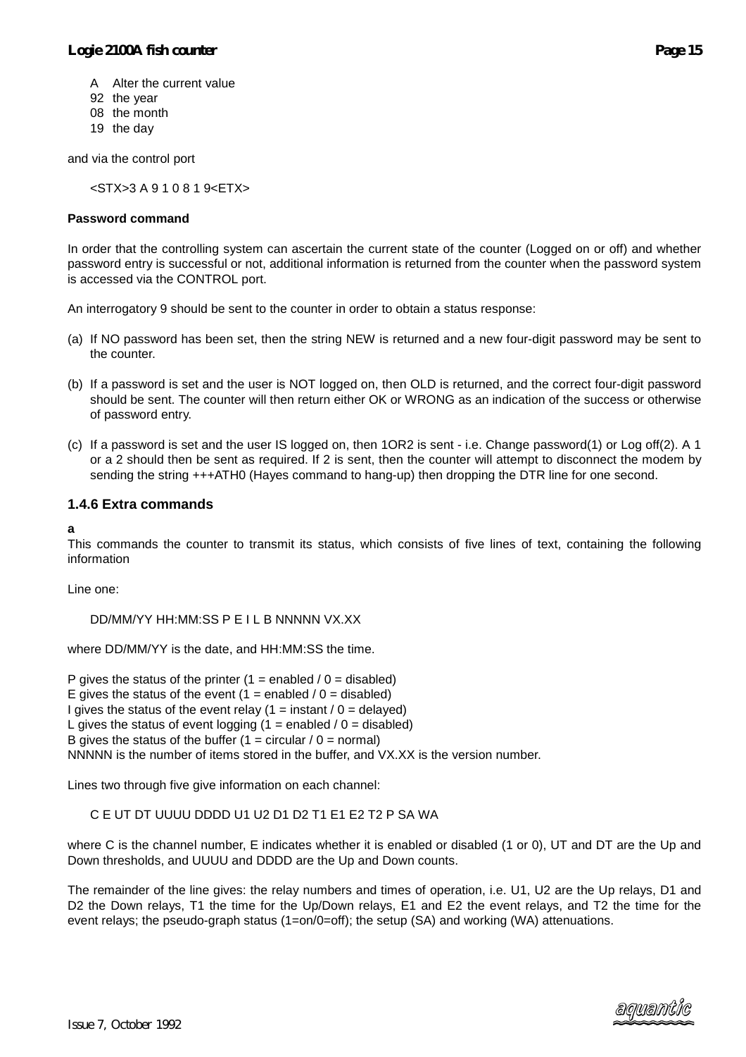A  Alter the current value
92  the year
08  the month
19  the day

and via the control port

<STX>3 A 9 1 0 8 1 9<ETX>

**Password command**

In order that the controlling system can ascertain the current state of the counter (Logged on or off) and whether password entry is successful or not, additional information is returned from the counter when the password system is accessed via the CONTROL port.

An interrogatory 9 should be sent to the counter in order to obtain a status response:

(a) If NO password has been set, then the string NEW is returned and a new four-digit password may be sent to the counter.

(b) If a password is set and the user is NOT logged on, then OLD is returned, and the correct four-digit password should be sent. The counter will then return either OK or WRONG as an indication of the success or otherwise of password entry.

(c) If a password is set and the user IS logged on, then 1OR2 is sent - i.e. Change password(1) or Log off(2). A 1 or a 2 should then be sent as required. If 2 is sent, then the counter will attempt to disconnect the modem by sending the string +++ATH0 (Hayes command to hang-up) then dropping the DTR line for one second.

### 1.4.6 Extra commands

**a**

This commands the counter to transmit its status, which consists of five lines of text, containing the following information

Line one:

DD/MM/YY HH:MM:SS P E I L B NNNNN VX.XX

where DD/MM/YY is the date, and HH:MM:SS the time.

P gives the status of the printer (1 = enabled / 0 = disabled)
E gives the status of the event (1 = enabled / 0 = disabled)
I gives the status of the event relay (1 = instant / 0 = delayed)
L gives the status of event logging (1 = enabled / 0 = disabled)
B gives the status of the buffer (1 = circular / 0 = normal)
NNNNN is the number of items stored in the buffer, and VX.XX is the version number.

Lines two through five give information on each channel:

C E UT DT UUUU DDDD U1 U2 D1 D2 T1 E1 E2 T2 P SA WA

where C is the channel number, E indicates whether it is enabled or disabled (1 or 0), UT and DT are the Up and Down thresholds, and UUUU and DDDD are the Up and Down counts.

The remainder of the line gives: the relay numbers and times of operation, i.e. U1, U2 are the Up relays, D1 and D2 the Down relays, T1 the time for the Up/Down relays, E1 and E2 the event relays, and T2 the time for the event relays; the pseudo-graph status (1=on/0=off); the setup (SA) and working (WA) attenuations.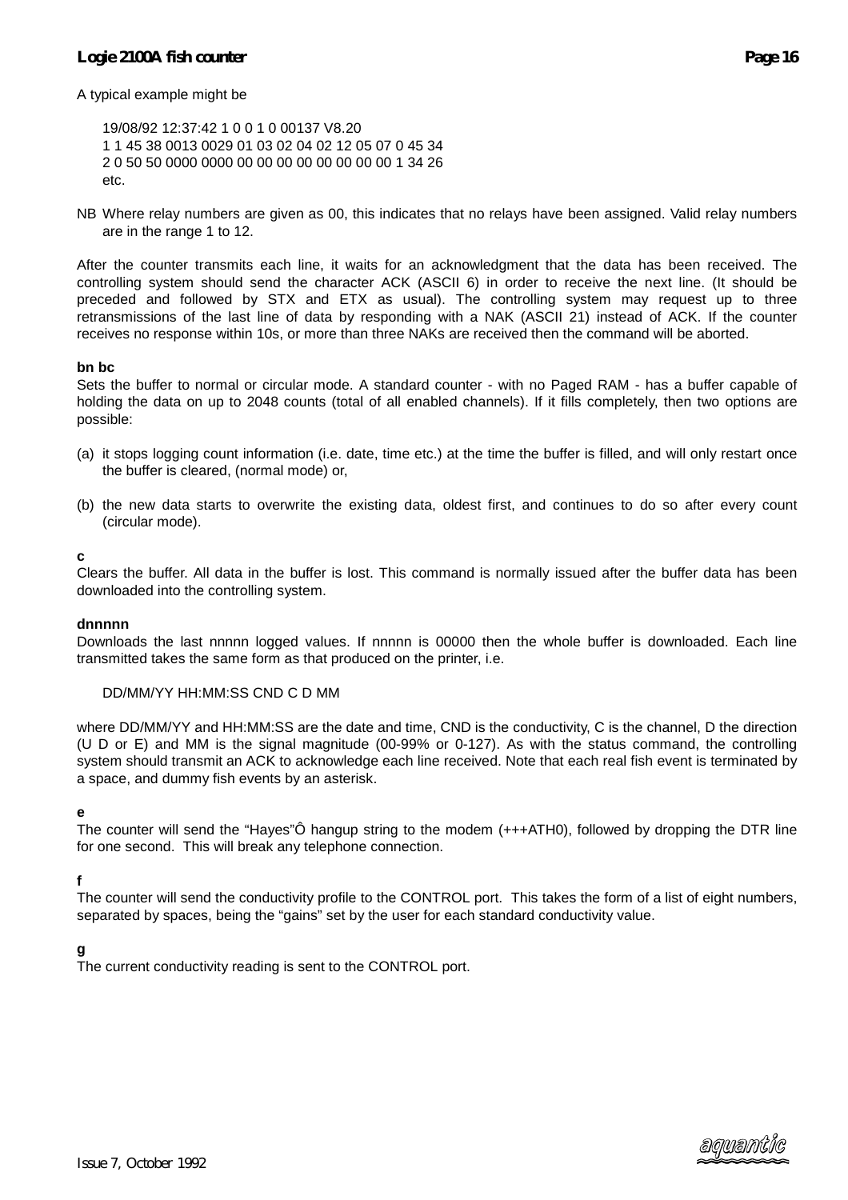A typical example might be

```
19/08/92 12:37:42 1 0 0 1 0 00137 V8.20
1 1 45 38 0013 0029 01 03 02 04 02 12 05 07 0 45 34
2 0 50 50 0000 0000 00 00 00 00 00 00 00 00 1 34 26
etc.
```

NB Where relay numbers are given as 00, this indicates that no relays have been assigned. Valid relay numbers are in the range 1 to 12.

After the counter transmits each line, it waits for an acknowledgment that the data has been received. The controlling system should send the character ACK (ASCII 6) in order to receive the next line. (It should be preceded and followed by STX and ETX as usual). The controlling system may request up to three retransmissions of the last line of data by responding with a NAK (ASCII 21) instead of ACK. If the counter receives no response within 10s, or more than three NAKs are received then the command will be aborted.

**bn bc**
Sets the buffer to normal or circular mode. A standard counter - with no Paged RAM - has a buffer capable of holding the data on up to 2048 counts (total of all enabled channels). If it fills completely, then two options are possible:

(a) it stops logging count information (i.e. date, time etc.) at the time the buffer is filled, and will only restart once the buffer is cleared, (normal mode) or,

(b) the new data starts to overwrite the existing data, oldest first, and continues to do so after every count (circular mode).

**c**
Clears the buffer. All data in the buffer is lost. This command is normally issued after the buffer data has been downloaded into the controlling system.

**dnnnnn**
Downloads the last nnnnn logged values. If nnnnn is 00000 then the whole buffer is downloaded. Each line transmitted takes the same form as that produced on the printer, i.e.

```
DD/MM/YY HH:MM:SS CND C D MM
```

where DD/MM/YY and HH:MM:SS are the date and time, CND is the conductivity, C is the channel, D the direction (U D or E) and MM is the signal magnitude (00-99% or 0-127). As with the status command, the controlling system should transmit an ACK to acknowledge each line received. Note that each real fish event is terminated by a space, and dummy fish events by an asterisk.

**e**
The counter will send the “Hayes”Ô hangup string to the modem (+++ATH0), followed by dropping the DTR line for one second. This will break any telephone connection.

**f**
The counter will send the conductivity profile to the CONTROL port. This takes the form of a list of eight numbers, separated by spaces, being the “gains” set by the user for each standard conductivity value.

**g**
The current conductivity reading is sent to the CONTROL port.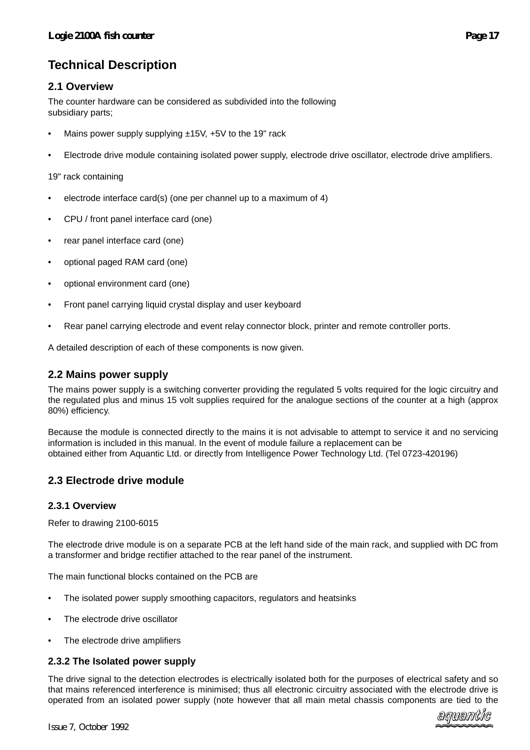# Technical Description

## 2.1 Overview

The counter hardware can be considered as subdivided into the following subsidiary parts;

- Mains power supply supplying ±15V, +5V to the 19" rack
- Electrode drive module containing isolated power supply, electrode drive oscillator, electrode drive amplifiers.

19" rack containing

- electrode interface card(s) (one per channel up to a maximum of 4)
- CPU / front panel interface card (one)
- rear panel interface card (one)
- optional paged RAM card (one)
- optional environment card (one)
- Front panel carrying liquid crystal display and user keyboard
- Rear panel carrying electrode and event relay connector block, printer and remote controller ports.

A detailed description of each of these components is now given.

## 2.2 Mains power supply

The mains power supply is a switching converter providing the regulated 5 volts required for the logic circuitry and the regulated plus and minus 15 volt supplies required for the analogue sections of the counter at a high (approx 80%) efficiency.

Because the module is connected directly to the mains it is not advisable to attempt to service it and no servicing information is included in this manual. In the event of module failure a replacement can be obtained either from Aquantic Ltd. or directly from Intelligence Power Technology Ltd. (Tel 0723-420196)

## 2.3 Electrode drive module

### 2.3.1 Overview

Refer to drawing 2100-6015

The electrode drive module is on a separate PCB at the left hand side of the main rack, and supplied with DC from a transformer and bridge rectifier attached to the rear panel of the instrument.

The main functional blocks contained on the PCB are

- The isolated power supply smoothing capacitors, regulators and heatsinks
- The electrode drive oscillator
- The electrode drive amplifiers

### 2.3.2 The Isolated power supply

The drive signal to the detection electrodes is electrically isolated both for the purposes of electrical safety and so that mains referenced interference is minimised; thus all electronic circuitry associated with the electrode drive is operated from an isolated power supply (note however that all main metal chassis components are tied to the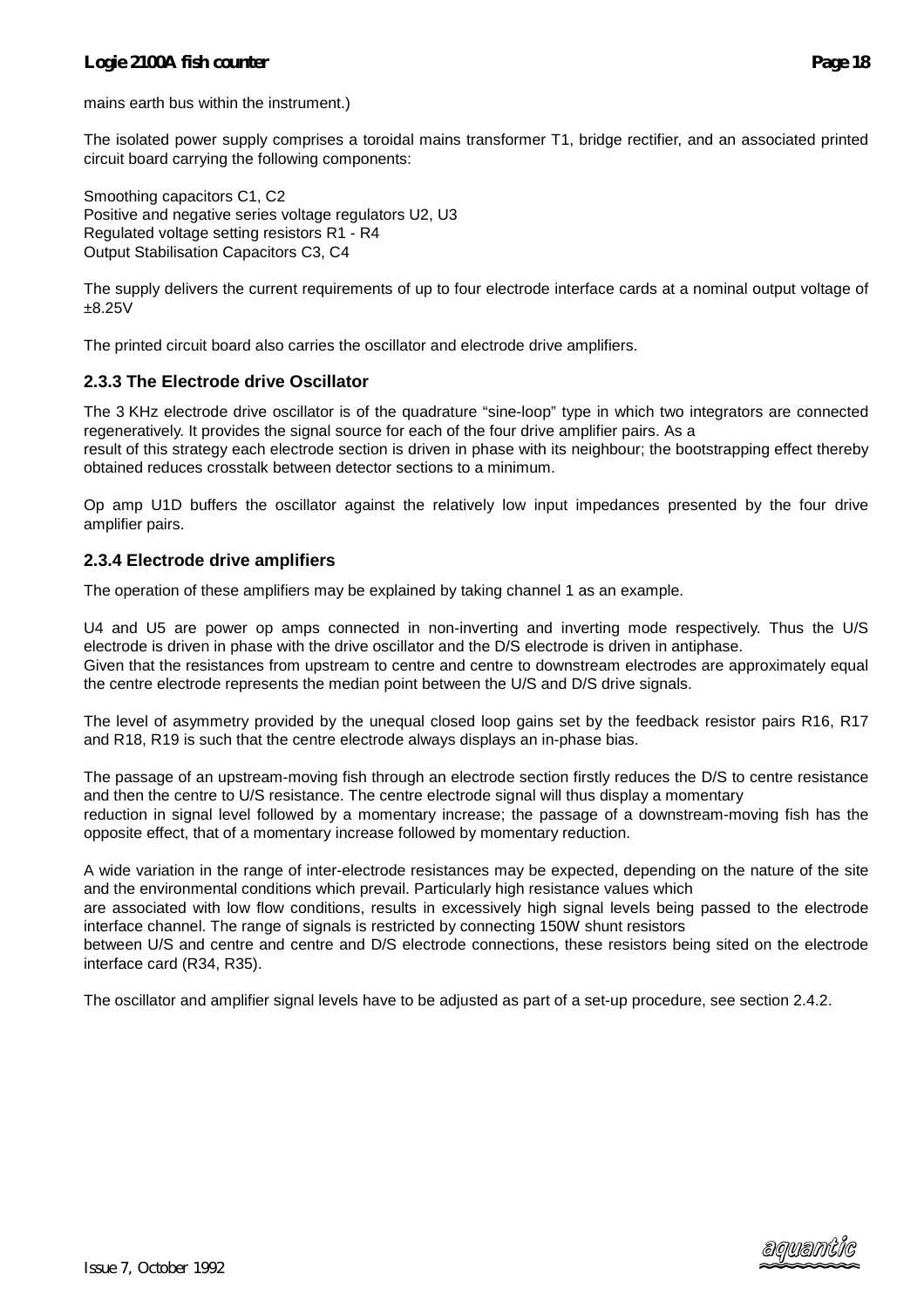mains earth bus within the instrument.)

The isolated power supply comprises a toroidal mains transformer T1, bridge rectifier, and an associated printed circuit board carrying the following components:

Smoothing capacitors C1, C2
Positive and negative series voltage regulators U2, U3
Regulated voltage setting resistors R1 - R4
Output Stabilisation Capacitors C3, C4

The supply delivers the current requirements of up to four electrode interface cards at a nominal output voltage of ±8.25V

The printed circuit board also carries the oscillator and electrode drive amplifiers.

### 2.3.3 The Electrode drive Oscillator

The 3 KHz electrode drive oscillator is of the quadrature "sine-loop" type in which two integrators are connected regeneratively. It provides the signal source for each of the four drive amplifier pairs. As a result of this strategy each electrode section is driven in phase with its neighbour; the bootstrapping effect thereby obtained reduces crosstalk between detector sections to a minimum.

Op amp U1D buffers the oscillator against the relatively low input impedances presented by the four drive amplifier pairs.

### 2.3.4 Electrode drive amplifiers

The operation of these amplifiers may be explained by taking channel 1 as an example.

U4 and U5 are power op amps connected in non-inverting and inverting mode respectively. Thus the U/S electrode is driven in phase with the drive oscillator and the D/S electrode is driven in antiphase. Given that the resistances from upstream to centre and centre to downstream electrodes are approximately equal the centre electrode represents the median point between the U/S and D/S drive signals.

The level of asymmetry provided by the unequal closed loop gains set by the feedback resistor pairs R16, R17 and R18, R19 is such that the centre electrode always displays an in-phase bias.

The passage of an upstream-moving fish through an electrode section firstly reduces the D/S to centre resistance and then the centre to U/S resistance. The centre electrode signal will thus display a momentary reduction in signal level followed by a momentary increase; the passage of a downstream-moving fish has the opposite effect, that of a momentary increase followed by momentary reduction.

A wide variation in the range of inter-electrode resistances may be expected, depending on the nature of the site and the environmental conditions which prevail. Particularly high resistance values which are associated with low flow conditions, results in excessively high signal levels being passed to the electrode interface channel. The range of signals is restricted by connecting 150W shunt resistors between U/S and centre and centre and D/S electrode connections, these resistors being sited on the electrode interface card (R34, R35).

The oscillator and amplifier signal levels have to be adjusted as part of a set-up procedure, see section 2.4.2.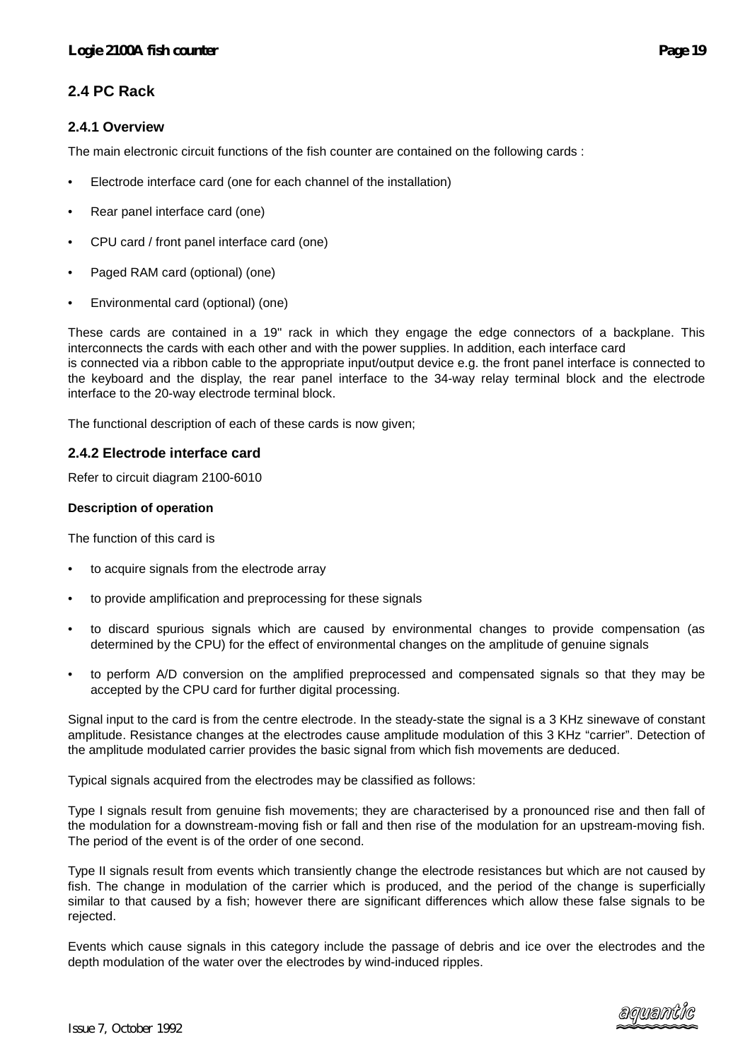## 2.4 PC Rack

### 2.4.1 Overview

The main electronic circuit functions of the fish counter are contained on the following cards :

- Electrode interface card (one for each channel of the installation)
- Rear panel interface card (one)
- CPU card / front panel interface card (one)
- Paged RAM card (optional) (one)
- Environmental card (optional) (one)

These cards are contained in a 19" rack in which they engage the edge connectors of a backplane. This interconnects the cards with each other and with the power supplies. In addition, each interface card
is connected via a ribbon cable to the appropriate input/output device e.g. the front panel interface is connected to the keyboard and the display, the rear panel interface to the 34-way relay terminal block and the electrode interface to the 20-way electrode terminal block.

The functional description of each of these cards is now given;

### 2.4.2 Electrode interface card

Refer to circuit diagram 2100-6010

**Description of operation**

The function of this card is

- to acquire signals from the electrode array
- to provide amplification and preprocessing for these signals
- to discard spurious signals which are caused by environmental changes to provide compensation (as determined by the CPU) for the effect of environmental changes on the amplitude of genuine signals
- to perform A/D conversion on the amplified preprocessed and compensated signals so that they may be accepted by the CPU card for further digital processing.

Signal input to the card is from the centre electrode. In the steady-state the signal is a 3 KHz sinewave of constant amplitude. Resistance changes at the electrodes cause amplitude modulation of this 3 KHz “carrier”. Detection of the amplitude modulated carrier provides the basic signal from which fish movements are deduced.

Typical signals acquired from the electrodes may be classified as follows:

Type I signals result from genuine fish movements; they are characterised by a pronounced rise and then fall of the modulation for a downstream-moving fish or fall and then rise of the modulation for an upstream-moving fish. The period of the event is of the order of one second.

Type II signals result from events which transiently change the electrode resistances but which are not caused by fish. The change in modulation of the carrier which is produced, and the period of the change is superficially similar to that caused by a fish; however there are significant differences which allow these false signals to be rejected.

Events which cause signals in this category include the passage of debris and ice over the electrodes and the depth modulation of the water over the electrodes by wind-induced ripples.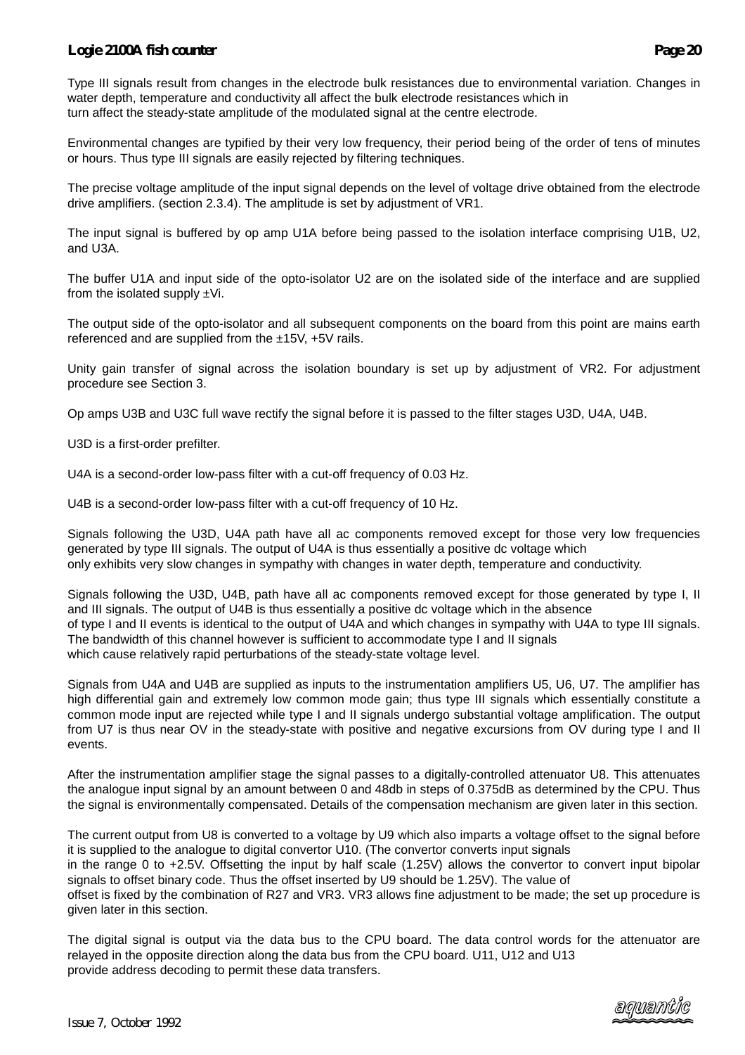Type III signals result from changes in the electrode bulk resistances due to environmental variation. Changes in water depth, temperature and conductivity all affect the bulk electrode resistances which in turn affect the steady-state amplitude of the modulated signal at the centre electrode.

Environmental changes are typified by their very low frequency, their period being of the order of tens of minutes or hours. Thus type III signals are easily rejected by filtering techniques.

The precise voltage amplitude of the input signal depends on the level of voltage drive obtained from the electrode drive amplifiers. (section 2.3.4). The amplitude is set by adjustment of VR1.

The input signal is buffered by op amp U1A before being passed to the isolation interface comprising U1B, U2, and U3A.

The buffer U1A and input side of the opto-isolator U2 are on the isolated side of the interface and are supplied from the isolated supply ±Vi.

The output side of the opto-isolator and all subsequent components on the board from this point are mains earth referenced and are supplied from the ±15V, +5V rails.

Unity gain transfer of signal across the isolation boundary is set up by adjustment of VR2. For adjustment procedure see Section 3.

Op amps U3B and U3C full wave rectify the signal before it is passed to the filter stages U3D, U4A, U4B.

U3D is a first-order prefilter.

U4A is a second-order low-pass filter with a cut-off frequency of 0.03 Hz.

U4B is a second-order low-pass filter with a cut-off frequency of 10 Hz.

Signals following the U3D, U4A path have all ac components removed except for those very low frequencies generated by type III signals. The output of U4A is thus essentially a positive dc voltage which only exhibits very slow changes in sympathy with changes in water depth, temperature and conductivity.

Signals following the U3D, U4B, path have all ac components removed except for those generated by type I, II and III signals. The output of U4B is thus essentially a positive dc voltage which in the absence of type I and II events is identical to the output of U4A and which changes in sympathy with U4A to type III signals. The bandwidth of this channel however is sufficient to accommodate type I and II signals which cause relatively rapid perturbations of the steady-state voltage level.

Signals from U4A and U4B are supplied as inputs to the instrumentation amplifiers U5, U6, U7. The amplifier has high differential gain and extremely low common mode gain; thus type III signals which essentially constitute a common mode input are rejected while type I and II signals undergo substantial voltage amplification. The output from U7 is thus near OV in the steady-state with positive and negative excursions from OV during type I and II events.

After the instrumentation amplifier stage the signal passes to a digitally-controlled attenuator U8. This attenuates the analogue input signal by an amount between 0 and 48db in steps of 0.375dB as determined by the CPU. Thus the signal is environmentally compensated. Details of the compensation mechanism are given later in this section.

The current output from U8 is converted to a voltage by U9 which also imparts a voltage offset to the signal before it is supplied to the analogue to digital convertor U10. (The convertor converts input signals in the range 0 to +2.5V. Offsetting the input by half scale (1.25V) allows the convertor to convert input bipolar signals to offset binary code. Thus the offset inserted by U9 should be 1.25V). The value of offset is fixed by the combination of R27 and VR3. VR3 allows fine adjustment to be made; the set up procedure is given later in this section.

The digital signal is output via the data bus to the CPU board. The data control words for the attenuator are relayed in the opposite direction along the data bus from the CPU board. U11, U12 and U13 provide address decoding to permit these data transfers.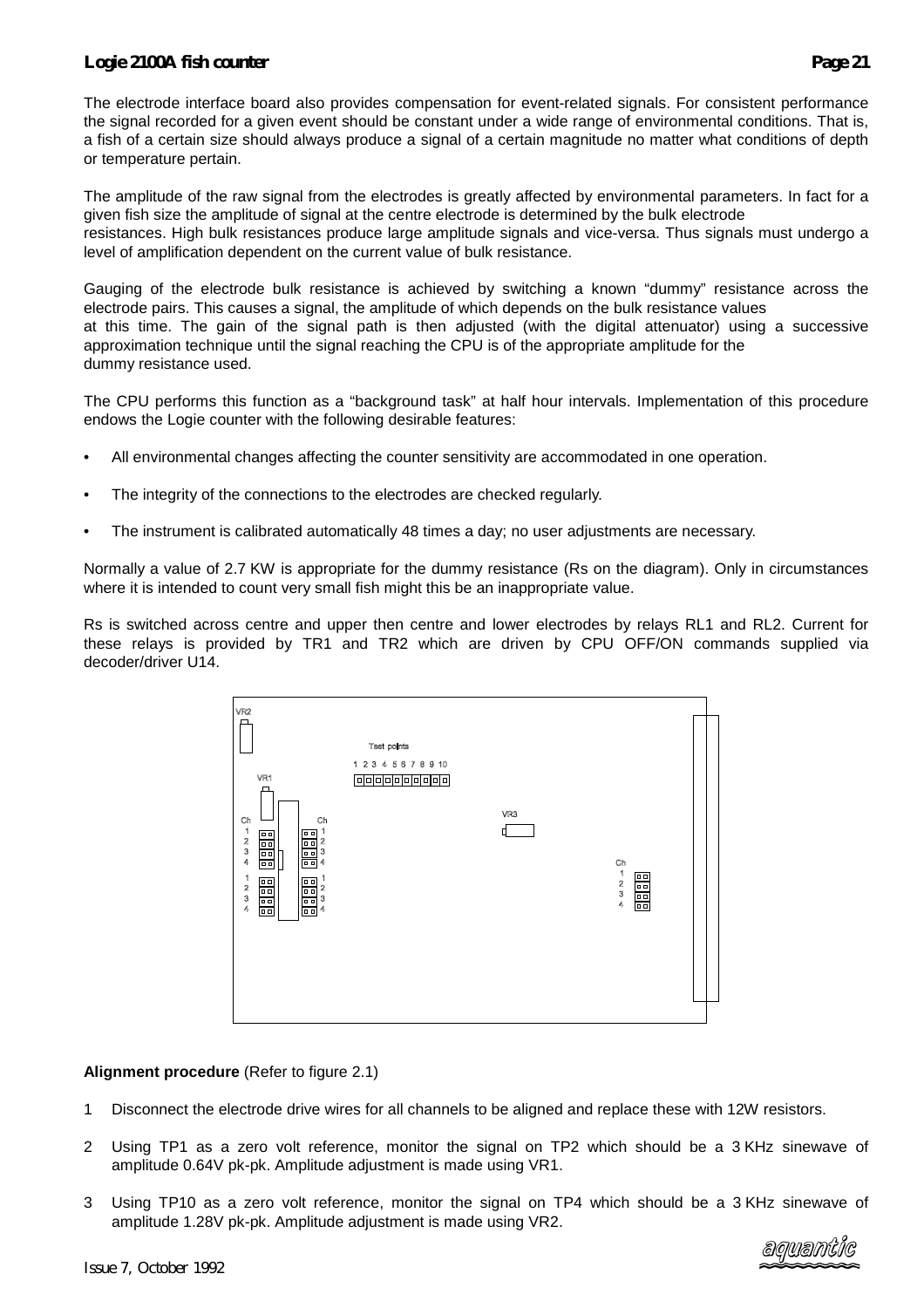The electrode interface board also provides compensation for event-related signals. For consistent performance the signal recorded for a given event should be constant under a wide range of environmental conditions. That is, a fish of a certain size should always produce a signal of a certain magnitude no matter what conditions of depth or temperature pertain.

The amplitude of the raw signal from the electrodes is greatly affected by environmental parameters. In fact for a given fish size the amplitude of signal at the centre electrode is determined by the bulk electrode resistances. High bulk resistances produce large amplitude signals and vice-versa. Thus signals must undergo a level of amplification dependent on the current value of bulk resistance.

Gauging of the electrode bulk resistance is achieved by switching a known “dummy” resistance across the electrode pairs. This causes a signal, the amplitude of which depends on the bulk resistance values at this time. The gain of the signal path is then adjusted (with the digital attenuator) using a successive approximation technique until the signal reaching the CPU is of the appropriate amplitude for the dummy resistance used.

The CPU performs this function as a “background task” at half hour intervals. Implementation of this procedure endows the Logie counter with the following desirable features:

- All environmental changes affecting the counter sensitivity are accommodated in one operation.
- The integrity of the connections to the electrodes are checked regularly.
- The instrument is calibrated automatically 48 times a day; no user adjustments are necessary.

Normally a value of 2.7 KW is appropriate for the dummy resistance (Rs on the diagram). Only in circumstances where it is intended to count very small fish might this be an inappropriate value.

Rs is switched across centre and upper then centre and lower electrodes by relays RL1 and RL2. Current for these relays is provided by TR1 and TR2 which are driven by CPU OFF/ON commands supplied via decoder/driver U14.

**Alignment procedure** (Refer to figure 2.1)

1. Disconnect the electrode drive wires for all channels to be aligned and replace these with 12W resistors.
2. Using TP1 as a zero volt reference, monitor the signal on TP2 which should be a 3 KHz sinewave of amplitude 0.64V pk-pk. Amplitude adjustment is made using VR1.
3. Using TP10 as a zero volt reference, monitor the signal on TP4 which should be a 3 KHz sinewave of amplitude 1.28V pk-pk. Amplitude adjustment is made using VR2.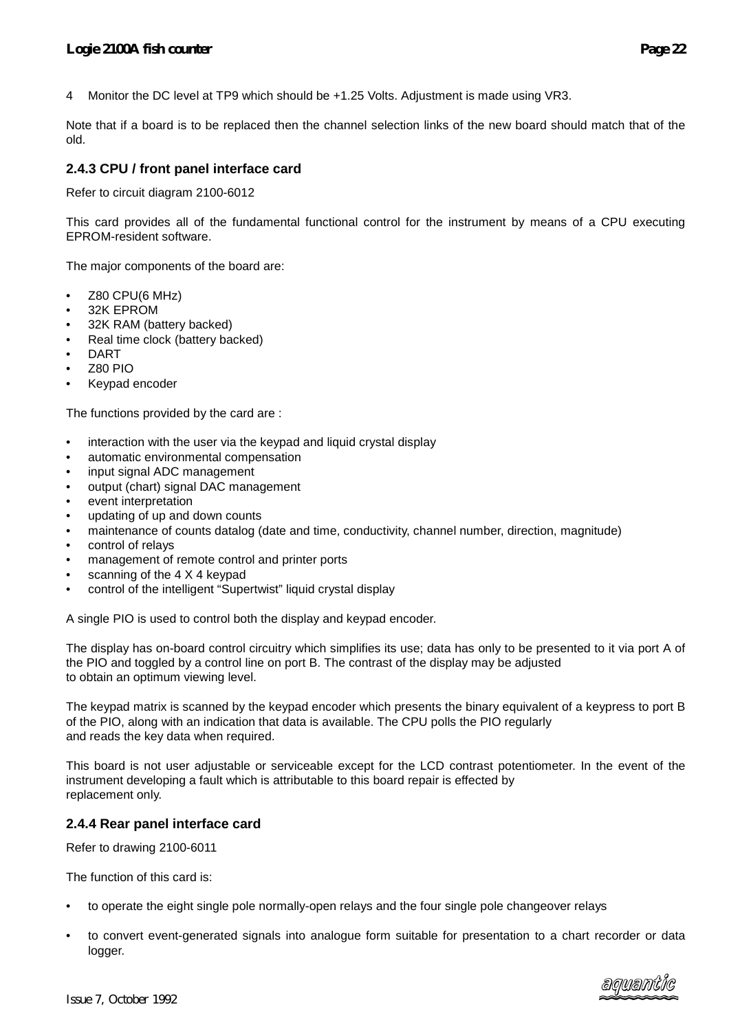4 Monitor the DC level at TP9 which should be +1.25 Volts. Adjustment is made using VR3.

Note that if a board is to be replaced then the channel selection links of the new board should match that of the old.

### 2.4.3 CPU / front panel interface card

Refer to circuit diagram 2100-6012

This card provides all of the fundamental functional control for the instrument by means of a CPU executing EPROM-resident software.

The major components of the board are:

- Z80 CPU(6 MHz)
- 32K EPROM
- 32K RAM (battery backed)
- Real time clock (battery backed)
- DART
- Z80 PIO
- Keypad encoder

The functions provided by the card are :

- interaction with the user via the keypad and liquid crystal display
- automatic environmental compensation
- input signal ADC management
- output (chart) signal DAC management
- event interpretation
- updating of up and down counts
- maintenance of counts datalog (date and time, conductivity, channel number, direction, magnitude)
- control of relays
- management of remote control and printer ports
- scanning of the 4 X 4 keypad
- control of the intelligent “Supertwist” liquid crystal display

A single PIO is used to control both the display and keypad encoder.

The display has on-board control circuitry which simplifies its use; data has only to be presented to it via port A of the PIO and toggled by a control line on port B. The contrast of the display may be adjusted to obtain an optimum viewing level.

The keypad matrix is scanned by the keypad encoder which presents the binary equivalent of a keypress to port B of the PIO, along with an indication that data is available. The CPU polls the PIO regularly and reads the key data when required.

This board is not user adjustable or serviceable except for the LCD contrast potentiometer. In the event of the instrument developing a fault which is attributable to this board repair is effected by replacement only.

### 2.4.4 Rear panel interface card

Refer to drawing 2100-6011

The function of this card is:

- to operate the eight single pole normally-open relays and the four single pole changeover relays
- to convert event-generated signals into analogue form suitable for presentation to a chart recorder or data logger.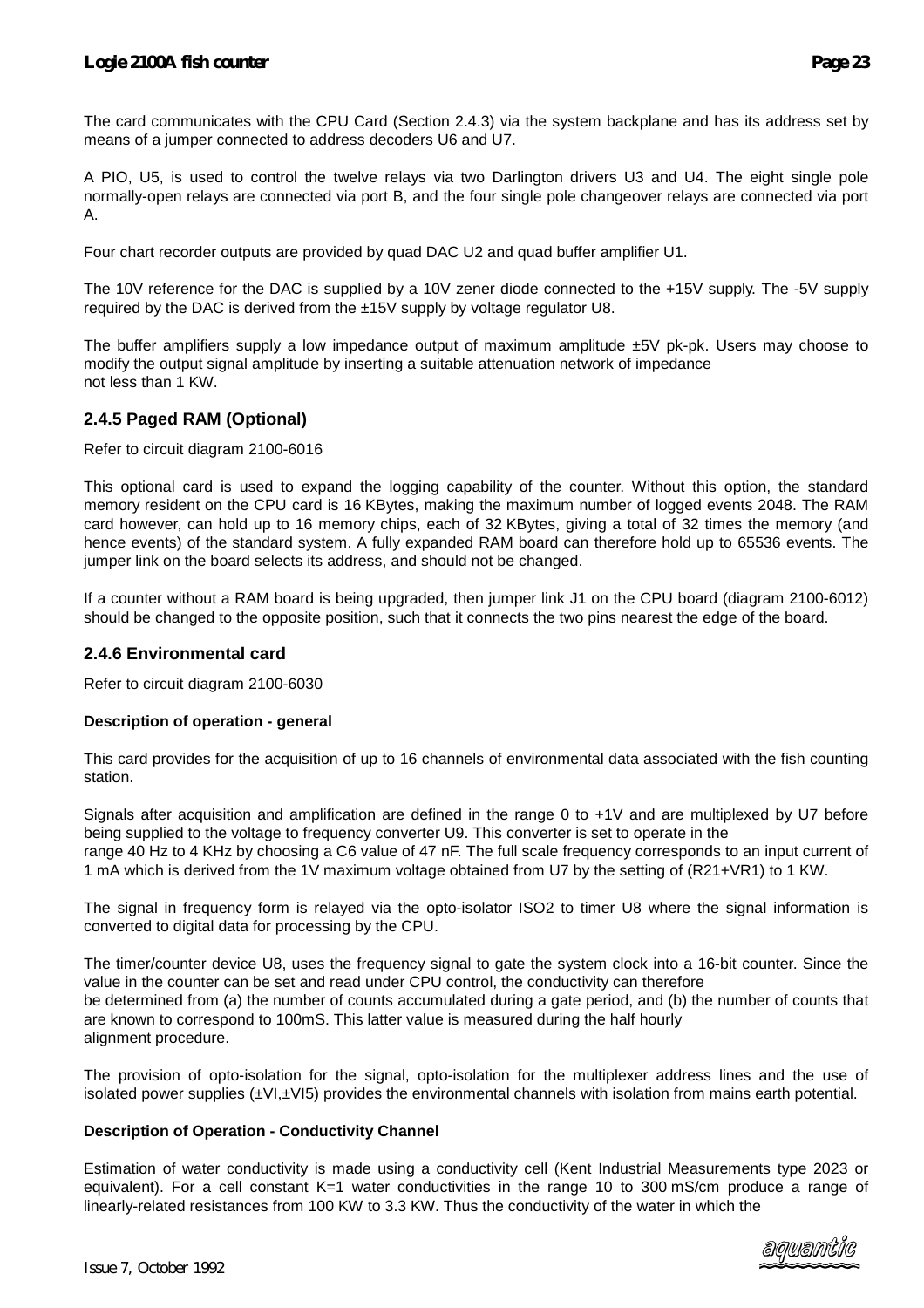The card communicates with the CPU Card (Section 2.4.3) via the system backplane and has its address set by means of a jumper connected to address decoders U6 and U7.

A PIO, U5, is used to control the twelve relays via two Darlington drivers U3 and U4. The eight single pole normally-open relays are connected via port B, and the four single pole changeover relays are connected via port A.

Four chart recorder outputs are provided by quad DAC U2 and quad buffer amplifier U1.

The 10V reference for the DAC is supplied by a 10V zener diode connected to the +15V supply. The -5V supply required by the DAC is derived from the ±15V supply by voltage regulator U8.

The buffer amplifiers supply a low impedance output of maximum amplitude ±5V pk-pk. Users may choose to modify the output signal amplitude by inserting a suitable attenuation network of impedance not less than 1 KW.

### 2.4.5 Paged RAM (Optional)

Refer to circuit diagram 2100-6016

This optional card is used to expand the logging capability of the counter. Without this option, the standard memory resident on the CPU card is 16 KBytes, making the maximum number of logged events 2048. The RAM card however, can hold up to 16 memory chips, each of 32 KBytes, giving a total of 32 times the memory (and hence events) of the standard system. A fully expanded RAM board can therefore hold up to 65536 events. The jumper link on the board selects its address, and should not be changed.

If a counter without a RAM board is being upgraded, then jumper link J1 on the CPU board (diagram 2100-6012) should be changed to the opposite position, such that it connects the two pins nearest the edge of the board.

### 2.4.6 Environmental card

Refer to circuit diagram 2100-6030

**Description of operation - general**

This card provides for the acquisition of up to 16 channels of environmental data associated with the fish counting station.

Signals after acquisition and amplification are defined in the range 0 to +1V and are multiplexed by U7 before being supplied to the voltage to frequency converter U9. This converter is set to operate in the range 40 Hz to 4 KHz by choosing a C6 value of 47 nF. The full scale frequency corresponds to an input current of 1 mA which is derived from the 1V maximum voltage obtained from U7 by the setting of (R21+VR1) to 1 KW.

The signal in frequency form is relayed via the opto-isolator ISO2 to timer U8 where the signal information is converted to digital data for processing by the CPU.

The timer/counter device U8, uses the frequency signal to gate the system clock into a 16-bit counter. Since the value in the counter can be set and read under CPU control, the conductivity can therefore be determined from (a) the number of counts accumulated during a gate period, and (b) the number of counts that are known to correspond to 100mS. This latter value is measured during the half hourly alignment procedure.

The provision of opto-isolation for the signal, opto-isolation for the multiplexer address lines and the use of isolated power supplies (±VI,±VI5) provides the environmental channels with isolation from mains earth potential.

**Description of Operation - Conductivity Channel**

Estimation of water conductivity is made using a conductivity cell (Kent Industrial Measurements type 2023 or equivalent). For a cell constant K=1 water conductivities in the range 10 to 300 mS/cm produce a range of linearly-related resistances from 100 KW to 3.3 KW. Thus the conductivity of the water in which the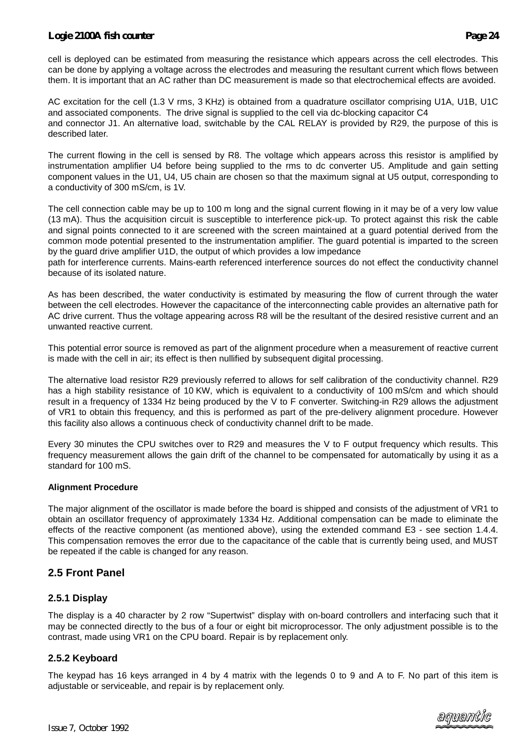cell is deployed can be estimated from measuring the resistance which appears across the cell electrodes. This can be done by applying a voltage across the electrodes and measuring the resultant current which flows between them. It is important that an AC rather than DC measurement is made so that electrochemical effects are avoided.

AC excitation for the cell (1.3 V rms, 3 KHz) is obtained from a quadrature oscillator comprising U1A, U1B, U1C and associated components. The drive signal is supplied to the cell via dc-blocking capacitor C4 and connector J1. An alternative load, switchable by the CAL RELAY is provided by R29, the purpose of this is described later.

The current flowing in the cell is sensed by R8. The voltage which appears across this resistor is amplified by instrumentation amplifier U4 before being supplied to the rms to dc converter U5. Amplitude and gain setting component values in the U1, U4, U5 chain are chosen so that the maximum signal at U5 output, corresponding to a conductivity of 300 mS/cm, is 1V.

The cell connection cable may be up to 100 m long and the signal current flowing in it may be of a very low value (13 mA). Thus the acquisition circuit is susceptible to interference pick-up. To protect against this risk the cable and signal points connected to it are screened with the screen maintained at a guard potential derived from the common mode potential presented to the instrumentation amplifier. The guard potential is imparted to the screen by the guard drive amplifier U1D, the output of which provides a low impedance path for interference currents. Mains-earth referenced interference sources do not effect the conductivity channel because of its isolated nature.

As has been described, the water conductivity is estimated by measuring the flow of current through the water between the cell electrodes. However the capacitance of the interconnecting cable provides an alternative path for AC drive current. Thus the voltage appearing across R8 will be the resultant of the desired resistive current and an unwanted reactive current.

This potential error source is removed as part of the alignment procedure when a measurement of reactive current is made with the cell in air; its effect is then nullified by subsequent digital processing.

The alternative load resistor R29 previously referred to allows for self calibration of the conductivity channel. R29 has a high stability resistance of 10 KW, which is equivalent to a conductivity of 100 mS/cm and which should result in a frequency of 1334 Hz being produced by the V to F converter. Switching-in R29 allows the adjustment of VR1 to obtain this frequency, and this is performed as part of the pre-delivery alignment procedure. However this facility also allows a continuous check of conductivity channel drift to be made.

Every 30 minutes the CPU switches over to R29 and measures the V to F output frequency which results. This frequency measurement allows the gain drift of the channel to be compensated for automatically by using it as a standard for 100 mS.

#### Alignment Procedure

The major alignment of the oscillator is made before the board is shipped and consists of the adjustment of VR1 to obtain an oscillator frequency of approximately 1334 Hz. Additional compensation can be made to eliminate the effects of the reactive component (as mentioned above), using the extended command E3 - see section 1.4.4. This compensation removes the error due to the capacitance of the cable that is currently being used, and MUST be repeated if the cable is changed for any reason.

## 2.5 Front Panel

### 2.5.1 Display

The display is a 40 character by 2 row “Supertwist” display with on-board controllers and interfacing such that it may be connected directly to the bus of a four or eight bit microprocessor. The only adjustment possible is to the contrast, made using VR1 on the CPU board. Repair is by replacement only.

### 2.5.2 Keyboard

The keypad has 16 keys arranged in 4 by 4 matrix with the legends 0 to 9 and A to F. No part of this item is adjustable or serviceable, and repair is by replacement only.